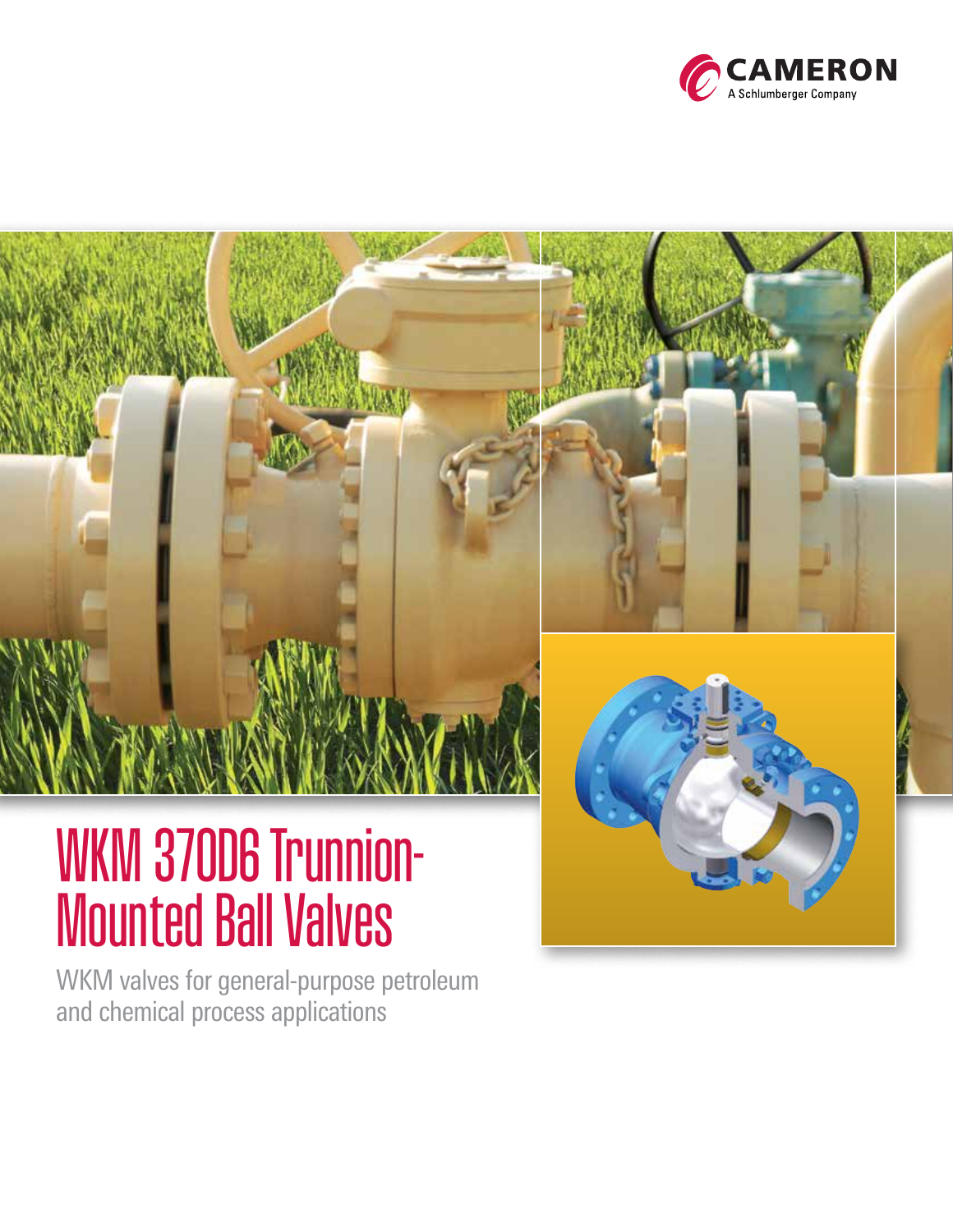CAMERON
A Schlumberger Company

# WKM 370D6 Trunnion-Mounted Ball Valves

WKM valves for general-purpose petroleum and chemical process applications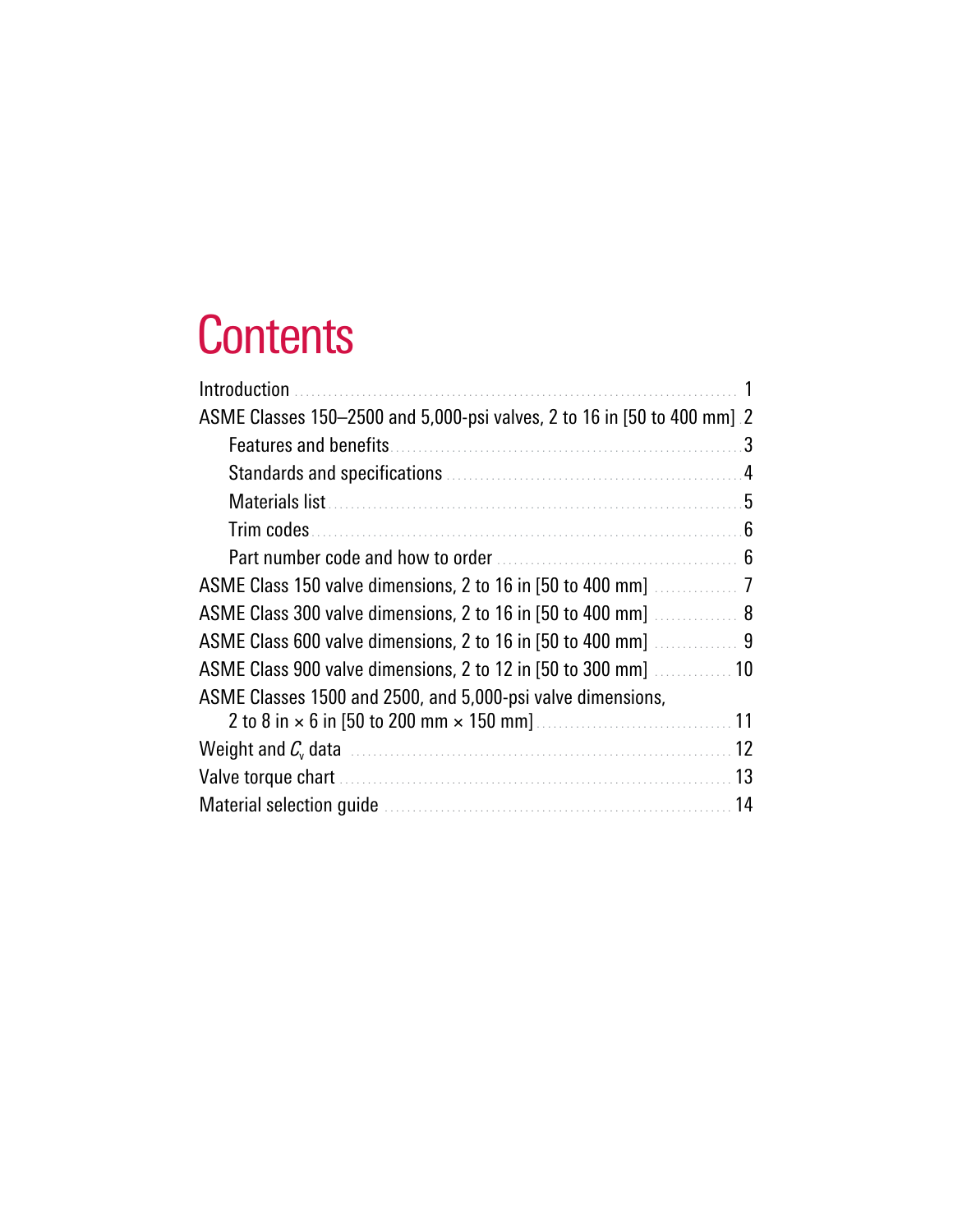# Contents

- Introduction ... 1
- ASME Classes 150–2500 and 5,000-psi valves, 2 to 16 in [50 to 400 mm] ... 2
  - Features and benefits ... 3
  - Standards and specifications ... 4
  - Materials list ... 5
  - Trim codes ... 6
  - Part number code and how to order ... 6
- ASME Class 150 valve dimensions, 2 to 16 in [50 to 400 mm] ... 7
- ASME Class 300 valve dimensions, 2 to 16 in [50 to 400 mm] ... 8
- ASME Class 600 valve dimensions, 2 to 16 in [50 to 400 mm] ... 9
- ASME Class 900 valve dimensions, 2 to 12 in [50 to 300 mm] ... 10
- ASME Classes 1500 and 2500, and 5,000-psi valve dimensions, 2 to 8 in × 6 in [50 to 200 mm × 150 mm] ... 11
- Weight and $C_v$ data ... 12
- Valve torque chart ... 13
- Material selection guide ... 14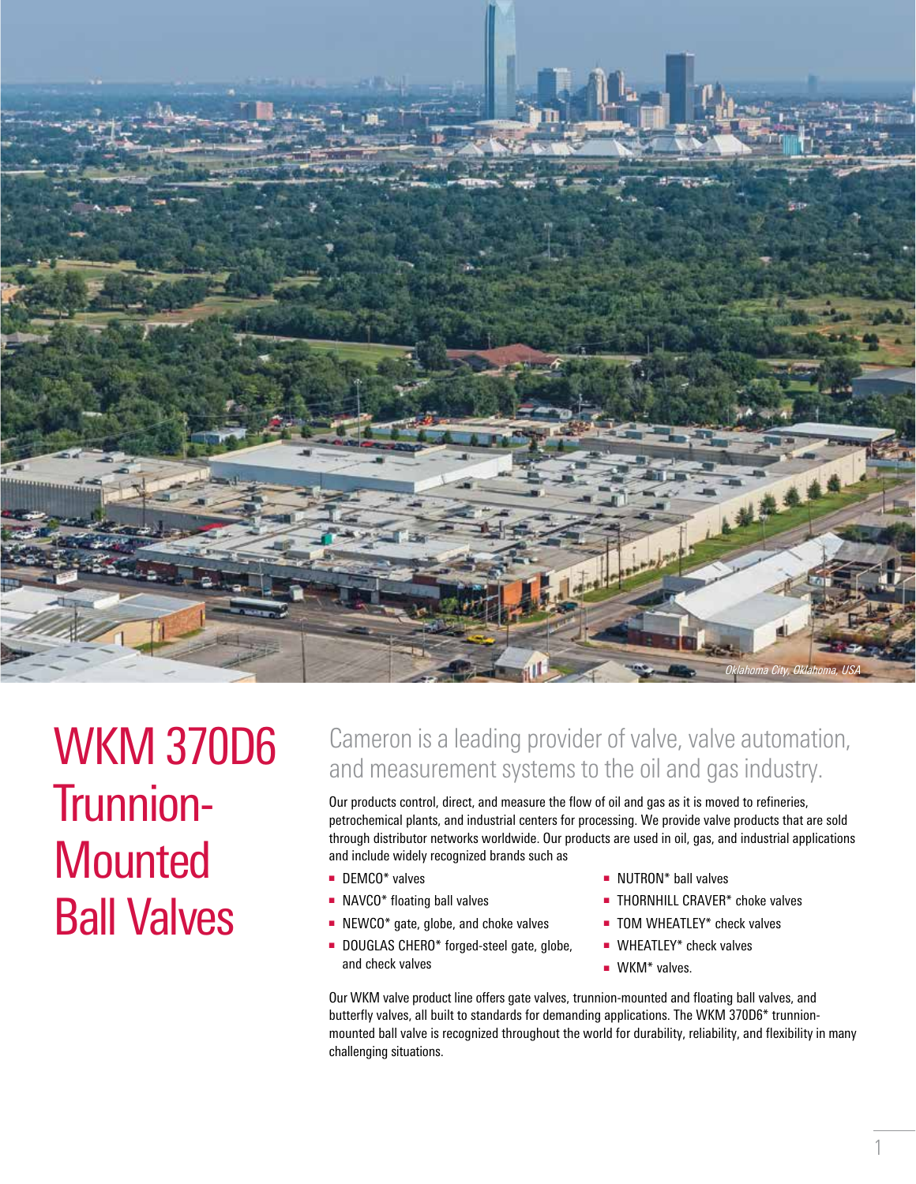Oklahoma City, Oklahoma, USA

# WKM 370D6 Trunnion-Mounted Ball Valves

## Cameron is a leading provider of valve, valve automation, and measurement systems to the oil and gas industry.

Our products control, direct, and measure the flow of oil and gas as it is moved to refineries, petrochemical plants, and industrial centers for processing. We provide valve products that are sold through distributor networks worldwide. Our products are used in oil, gas, and industrial applications and include widely recognized brands such as

- DEMCO* valves
- NAVCO* floating ball valves
- NEWCO* gate, globe, and choke valves
- DOUGLAS CHERO* forged-steel gate, globe, and check valves
- NUTRON* ball valves
- THORNHILL CRAVER* choke valves
- TOM WHEATLEY* check valves
- WHEATLEY* check valves
- WKM* valves.

Our WKM valve product line offers gate valves, trunnion-mounted and floating ball valves, and butterfly valves, all built to standards for demanding applications. The WKM 370D6* trunnion-mounted ball valve is recognized throughout the world for durability, reliability, and flexibility in many challenging situations.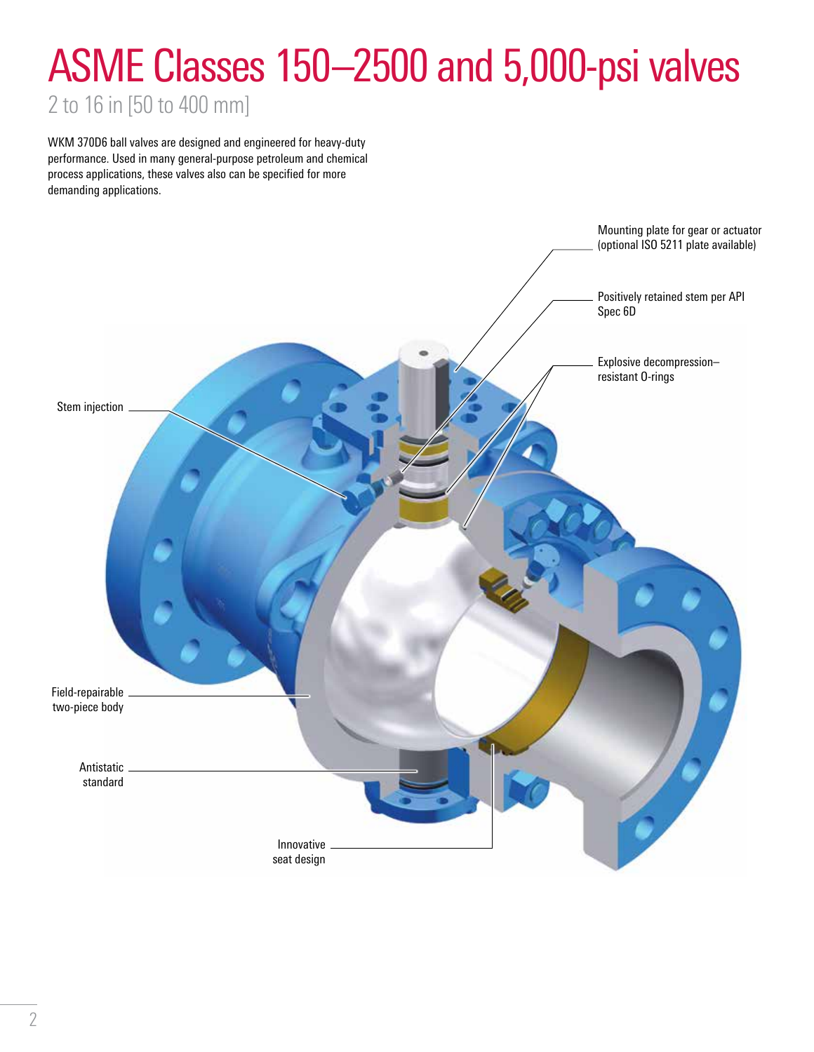# ASME Classes 150–2500 and 5,000-psi valves

2 to 16 in [50 to 400 mm]

WKM 370D6 ball valves are designed and engineered for heavy-duty performance. Used in many general-purpose petroleum and chemical process applications, these valves also can be specified for more demanding applications.

Mounting plate for gear or actuator (optional ISO 5211 plate available)

Positively retained stem per API Spec 6D

Explosive decompression–resistant O-rings

Stem injection

Field-repairable two-piece body

Antistatic standard

Innovative seat design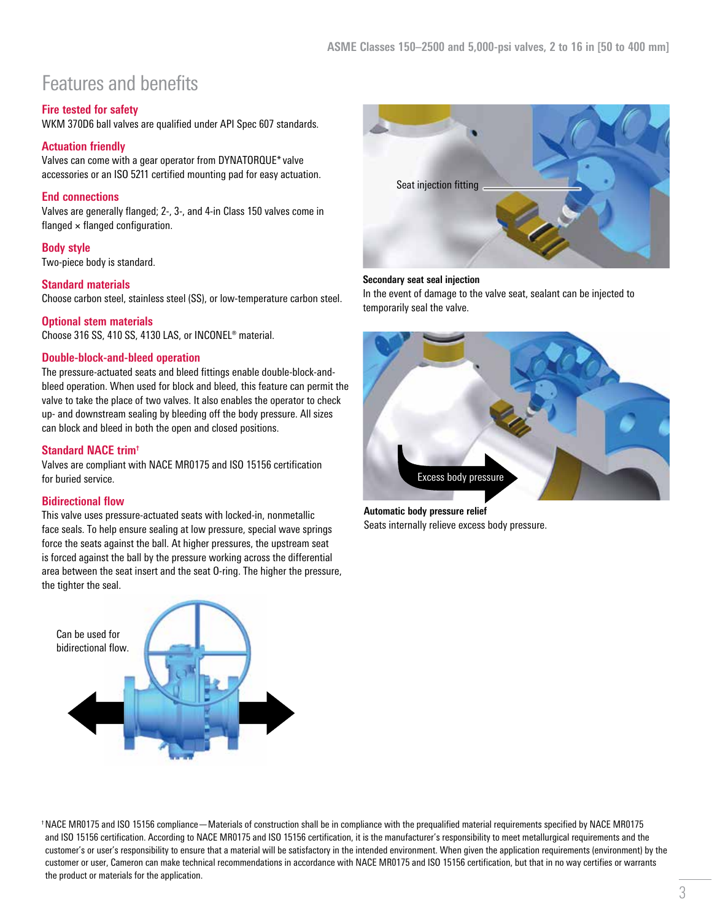# Features and benefits

### Fire tested for safety

WKM 370D6 ball valves are qualified under API Spec 607 standards.

### Actuation friendly

Valves can come with a gear operator from DYNATORQUE* valve accessories or an ISO 5211 certified mounting pad for easy actuation.

### End connections

Valves are generally flanged; 2-, 3-, and 4-in Class 150 valves come in flanged × flanged configuration.

### Body style

Two-piece body is standard.

### Standard materials

Choose carbon steel, stainless steel (SS), or low-temperature carbon steel.

### Optional stem materials

Choose 316 SS, 410 SS, 4130 LAS, or INCONEL® material.

### Double-block-and-bleed operation

The pressure-actuated seats and bleed fittings enable double-block-and-bleed operation. When used for block and bleed, this feature can permit the valve to take the place of two valves. It also enables the operator to check up- and downstream sealing by bleeding off the body pressure. All sizes can block and bleed in both the open and closed positions.

### Standard NACE trim†

Valves are compliant with NACE MR0175 and ISO 15156 certification for buried service.

### Bidirectional flow

This valve uses pressure-actuated seats with locked-in, nonmetallic face seals. To help ensure sealing at low pressure, special wave springs force the seats against the ball. At higher pressures, the upstream seat is forced against the ball by the pressure working across the differential area between the seat insert and the seat O-ring. The higher the pressure, the tighter the seal.

Can be used for bidirectional flow.

Seat injection fitting

**Secondary seat seal injection**

In the event of damage to the valve seat, sealant can be injected to temporarily seal the valve.

Excess body pressure

**Automatic body pressure relief**

Seats internally relieve excess body pressure.

† NACE MR0175 and ISO 15156 compliance—Materials of construction shall be in compliance with the prequalified material requirements specified by NACE MR0175 and ISO 15156 certification. According to NACE MR0175 and ISO 15156 certification, it is the manufacturer's responsibility to meet metallurgical requirements and the customer's or user's responsibility to ensure that a material will be satisfactory in the intended environment. When given the application requirements (environment) by the customer or user, Cameron can make technical recommendations in accordance with NACE MR0175 and ISO 15156 certification, but that in no way certifies or warrants the product or materials for the application.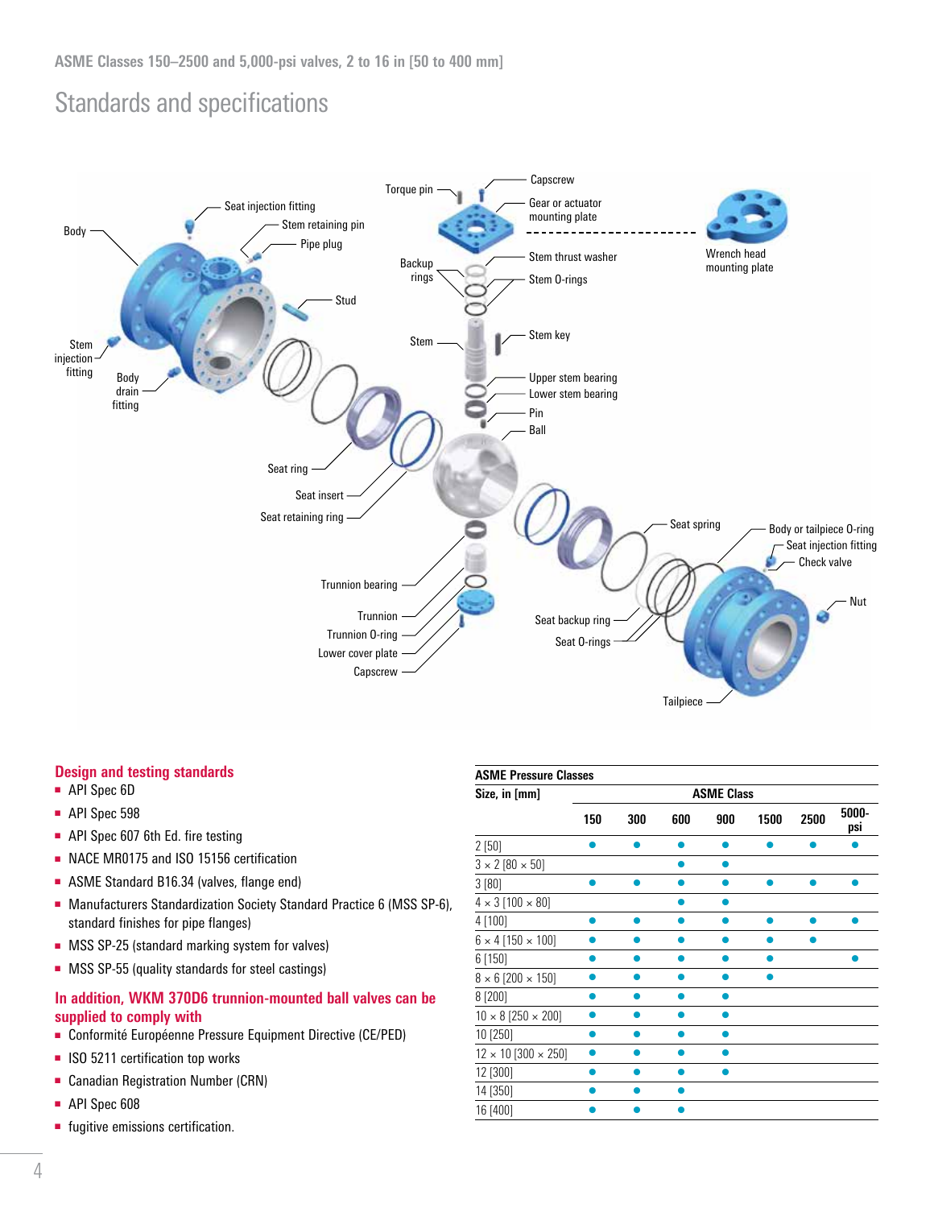# Standards and specifications

## Design and testing standards

- API Spec 6D
- API Spec 598
- API Spec 607 6th Ed. fire testing
- NACE MR0175 and ISO 15156 certification
- ASME Standard B16.34 (valves, flange end)
- Manufacturers Standardization Society Standard Practice 6 (MSS SP-6), standard finishes for pipe flanges)
- MSS SP-25 (standard marking system for valves)
- MSS SP-55 (quality standards for steel castings)

## In addition, WKM 370D6 trunnion-mounted ball valves can be supplied to comply with

- Conformité Européenne Pressure Equipment Directive (CE/PED)
- ISO 5211 certification top works
- Canadian Registration Number (CRN)
- API Spec 608
- fugitive emissions certification.

**ASME Pressure Classes**

| Size, in [mm] | ASME Class | | | | | | |
|---|---|---|---|---|---|---|---|
| | 150 | 300 | 600 | 900 | 1500 | 2500 | 5000-psi |
| 2 [50] | ● | ● | ● | ● | ● | ● | ● |
| 3 × 2 [80 × 50] | | | ● | ● | | | |
| 3 [80] | ● | ● | ● | ● | ● | ● | ● |
| 4 × 3 [100 × 80] | | | ● | ● | | | |
| 4 [100] | ● | ● | ● | ● | ● | ● | ● |
| 6 × 4 [150 × 100] | ● | ● | ● | ● | ● | ● | |
| 6 [150] | ● | ● | ● | ● | ● | | ● |
| 8 × 6 [200 × 150] | ● | ● | ● | ● | ● | | |
| 8 [200] | ● | ● | ● | ● | | | |
| 10 × 8 [250 × 200] | ● | ● | ● | ● | | | |
| 10 [250] | ● | ● | ● | ● | | | |
| 12 × 10 [300 × 250] | ● | ● | ● | ● | | | |
| 12 [300] | ● | ● | ● | ● | | | |
| 14 [350] | ● | ● | ● | | | | |
| 16 [400] | ● | ● | ● | | | | |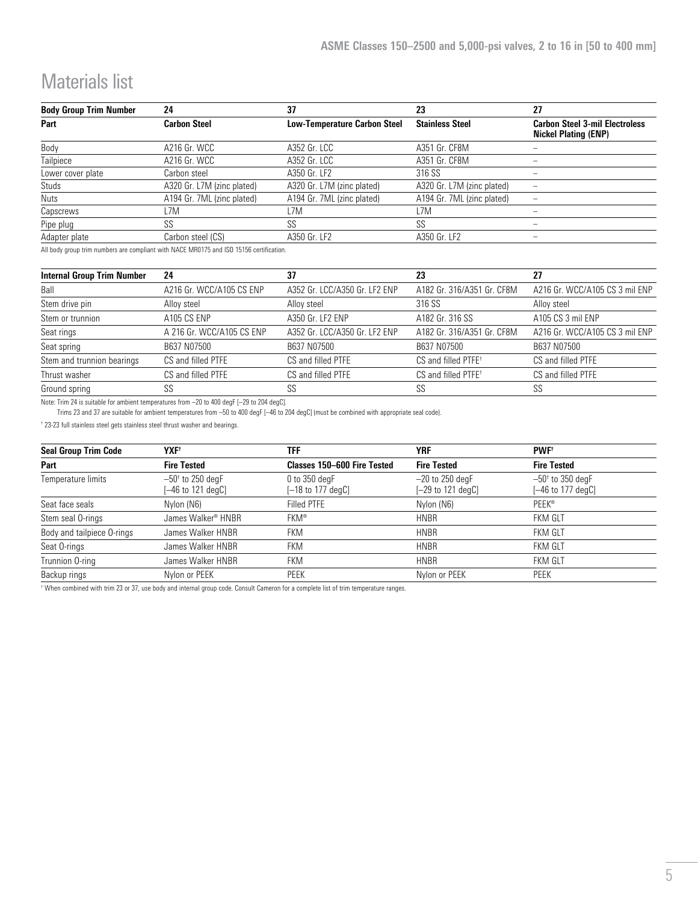# Materials list

| Body Group Trim Number | 24 | 37 | 23 | 27 |
|---|---|---|---|---|
| **Part** | **Carbon Steel** | **Low-Temperature Carbon Steel** | **Stainless Steel** | **Carbon Steel 3-mil Electroless Nickel Plating (ENP)** |
| Body | A216 Gr. WCC | A352 Gr. LCC | A351 Gr. CF8M | – |
| Tailpiece | A216 Gr. WCC | A352 Gr. LCC | A351 Gr. CF8M | – |
| Lower cover plate | Carbon steel | A350 Gr. LF2 | 316 SS | – |
| Studs | A320 Gr. L7M (zinc plated) | A320 Gr. L7M (zinc plated) | A320 Gr. L7M (zinc plated) | – |
| Nuts | A194 Gr. 7ML (zinc plated) | A194 Gr. 7ML (zinc plated) | A194 Gr. 7ML (zinc plated) | – |
| Capscrews | L7M | L7M | L7M | – |
| Pipe plug | SS | SS | SS | – |
| Adapter plate | Carbon steel (CS) | A350 Gr. LF2 | A350 Gr. LF2 | – |

All body group trim numbers are compliant with NACE MR0175 and ISO 15156 certification.

| Internal Group Trim Number | 24 | 37 | 23 | 27 |
|---|---|---|---|---|
| Ball | A216 Gr. WCC/A105 CS ENP | A352 Gr. LCC/A350 Gr. LF2 ENP | A182 Gr. 316/A351 Gr. CF8M | A216 Gr. WCC/A105 CS 3 mil ENP |
| Stem drive pin | Alloy steel | Alloy steel | 316 SS | Alloy steel |
| Stem or trunnion | A105 CS ENP | A350 Gr. LF2 ENP | A182 Gr. 316 SS | A105 CS 3 mil ENP |
| Seat rings | A 216 Gr. WCC/A105 CS ENP | A352 Gr. LCC/A350 Gr. LF2 ENP | A182 Gr. 316/A351 Gr. CF8M | A216 Gr. WCC/A105 CS 3 mil ENP |
| Seat spring | B637 N07500 | B637 N07500 | B637 N07500 | B637 N07500 |
| Stem and trunnion bearings | CS and filled PTFE | CS and filled PTFE | CS and filled PTFE† | CS and filled PTFE |
| Thrust washer | CS and filled PTFE | CS and filled PTFE | CS and filled PTFE† | CS and filled PTFE |
| Ground spring | SS | SS | SS | SS |

Note: Trim 24 is suitable for ambient temperatures from –20 to 400 degF [–29 to 204 degC].
Trims 23 and 37 are suitable for ambient temperatures from –50 to 400 degF [–46 to 204 degC] (must be combined with appropriate seal code).

† 23-23 full stainless steel gets stainless steel thrust washer and bearings.

| Seal Group Trim Code | YXF† | TFF | YRF | PWF† |
|---|---|---|---|---|
| **Part** | **Fire Tested** | **Classes 150–600 Fire Tested** | **Fire Tested** | **Fire Tested** |
| Temperature limits | –50† to 250 degF [–46 to 121 degC] | 0 to 350 degF [–18 to 177 degC] | –20 to 250 degF [–29 to 121 degC] | –50† to 350 degF [–46 to 177 degC] |
| Seat face seals | Nylon (N6) | Filled PTFE | Nylon (N6) | PEEK® |
| Stem seal O-rings | James Walker® HNBR | FKM® | HNBR | FKM GLT |
| Body and tailpiece O-rings | James Walker HNBR | FKM | HNBR | FKM GLT |
| Seat O-rings | James Walker HNBR | FKM | HNBR | FKM GLT |
| Trunnion O-ring | James Walker HNBR | FKM | HNBR | FKM GLT |
| Backup rings | Nylon or PEEK | PEEK | Nylon or PEEK | PEEK |

† When combined with trim 23 or 37, use body and internal group code. Consult Cameron for a complete list of trim temperature ranges.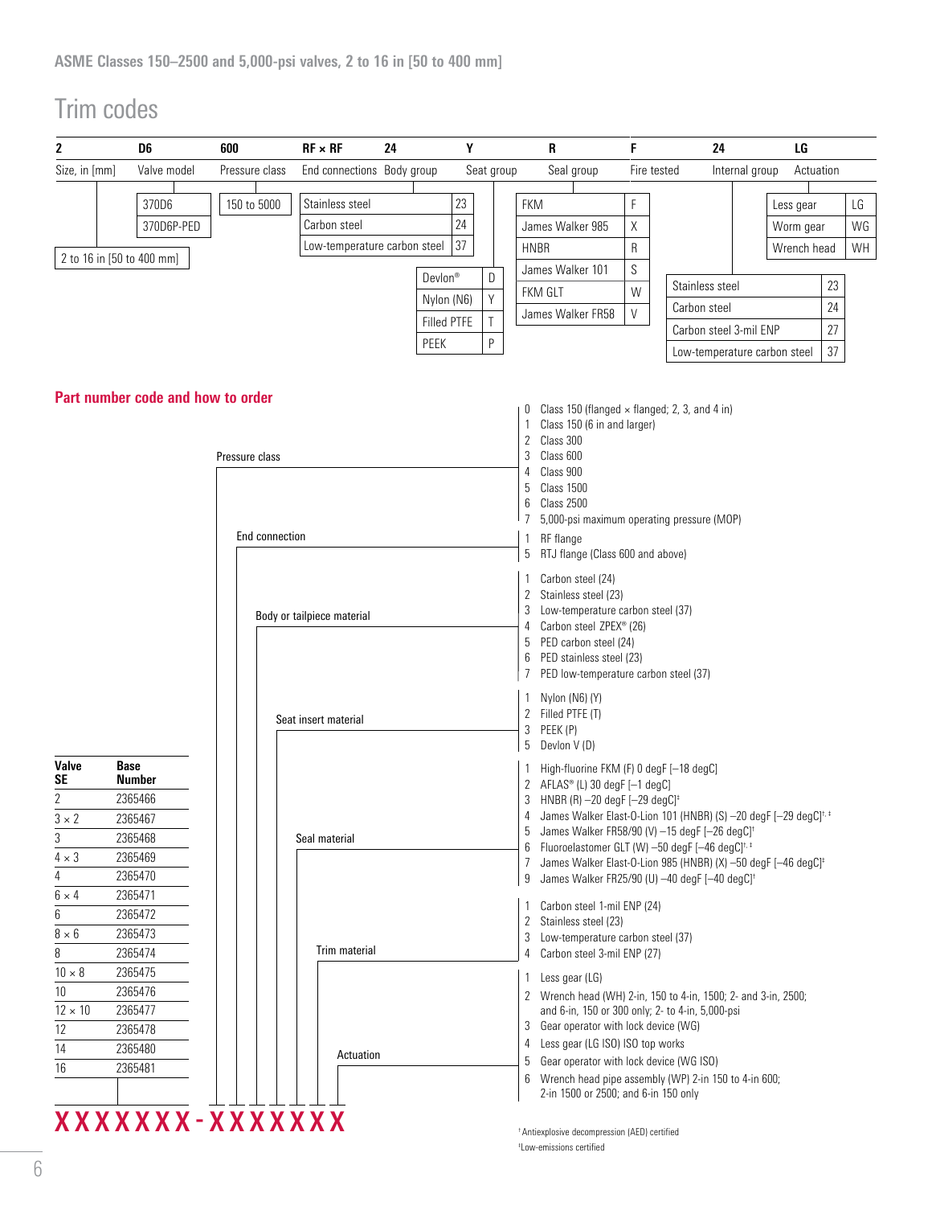ASME Classes 150–2500 and 5,000-psi valves, 2 to 16 in [50 to 400 mm]

# Trim codes

| 2 | D6 | 600 | RF × RF | 24 | Y | R | F | 24 | LG |
|---|---|---|---|---|---|---|---|---|---|
| Size, in [mm] | Valve model | Pressure class | End connections | Body group | Seat group | Seal group | Fire tested | Internal group | Actuation |

**Size, in [mm]:** 2 to 16 in [50 to 400 mm]

**Valve model:** 370D6, 370D6P-PED

**Pressure class:** 150 to 5000

**Body group:**

| Material | Code |
|---|---|
| Stainless steel | 23 |
| Carbon steel | 24 |
| Low-temperature carbon steel | 37 |

**Seat group:**

| Material | Code |
|---|---|
| Devlon® | D |
| Nylon (N6) | Y |
| Filled PTFE | T |
| PEEK | P |

**Seal group:**

| Material | Code |
|---|---|
| FKM | F |
| James Walker 985 | X |
| HNBR | R |
| James Walker 101 | S |
| FKM GLT | W |
| James Walker FR58 | V |

**Internal group:**

| Material | Code |
|---|---|
| Stainless steel | 23 |
| Carbon steel | 24 |
| Carbon steel 3-mil ENP | 27 |
| Low-temperature carbon steel | 37 |

**Actuation:**

| Type | Code |
|---|---|
| Less gear | LG |
| Worm gear | WG |
| Wrench head | WH |

## Part number code and how to order

| Valve SE | Base Number |
|---|---|
| 2 | 2365466 |
| 3 × 2 | 2365467 |
| 3 | 2365468 |
| 4 × 3 | 2365469 |
| 4 | 2365470 |
| 6 × 4 | 2365471 |
| 6 | 2365472 |
| 8 × 6 | 2365473 |
| 8 | 2365474 |
| 10 × 8 | 2365475 |
| 10 | 2365476 |
| 12 × 10 | 2365477 |
| 12 | 2365478 |
| 14 | 2365480 |
| 16 | 2365481 |

**XXXXXXX-XXXXXXX**

**Pressure class**
- 0 Class 150 (flanged × flanged; 2, 3, and 4 in)
- 1 Class 150 (6 in and larger)
- 2 Class 300
- 3 Class 600
- 4 Class 900
- 5 Class 1500
- 6 Class 2500
- 7 5,000-psi maximum operating pressure (MOP)

**End connection**
- 1 RF flange
- 5 RTJ flange (Class 600 and above)

**Body or tailpiece material**
- 1 Carbon steel (24)
- 2 Stainless steel (23)
- 3 Low-temperature carbon steel (37)
- 4 Carbon steel ZPEX® (26)
- 5 PED carbon steel (24)
- 6 PED stainless steel (23)
- 7 PED low-temperature carbon steel (37)

**Seat insert material**
- 1 Nylon (N6) (Y)
- 2 Filled PTFE (T)
- 3 PEEK (P)
- 5 Devlon V (D)

**Seal material**
- 1 High-fluorine FKM (F) 0 degF [–18 degC]
- 2 AFLAS® (L) 30 degF [–1 degC]
- 3 HNBR (R) –20 degF [–29 degC]‡
- 4 James Walker Elast-O-Lion 101 (HNBR) (S) –20 degF [–29 degC]†, ‡
- 5 James Walker FR58/90 (V) –15 degF [–26 degC]†
- 6 Fluoroelastomer GLT (W) –50 degF [–46 degC]†, ‡
- 7 James Walker Elast-O-Lion 985 (HNBR) (X) –50 degF [–46 degC]‡
- 9 James Walker FR25/90 (U) –40 degF [–40 degC]†

**Trim material**
- 1 Carbon steel 1-mil ENP (24)
- 2 Stainless steel (23)
- 3 Low-temperature carbon steel (37)
- 4 Carbon steel 3-mil ENP (27)

**Actuation**
- 1 Less gear (LG)
- 2 Wrench head (WH) 2-in, 150 to 4-in, 1500; 2- and 3-in, 2500; and 6-in, 150 or 300 only; 2- to 4-in, 5,000-psi
- 3 Gear operator with lock device (WG)
- 4 Less gear (LG ISO) ISO top works
- 5 Gear operator with lock device (WG ISO)
- 6 Wrench head pipe assembly (WP) 2-in 150 to 4-in 600; 2-in 1500 or 2500; and 6-in 150 only

† Antiexplosive decompression (AED) certified
‡ Low-emissions certified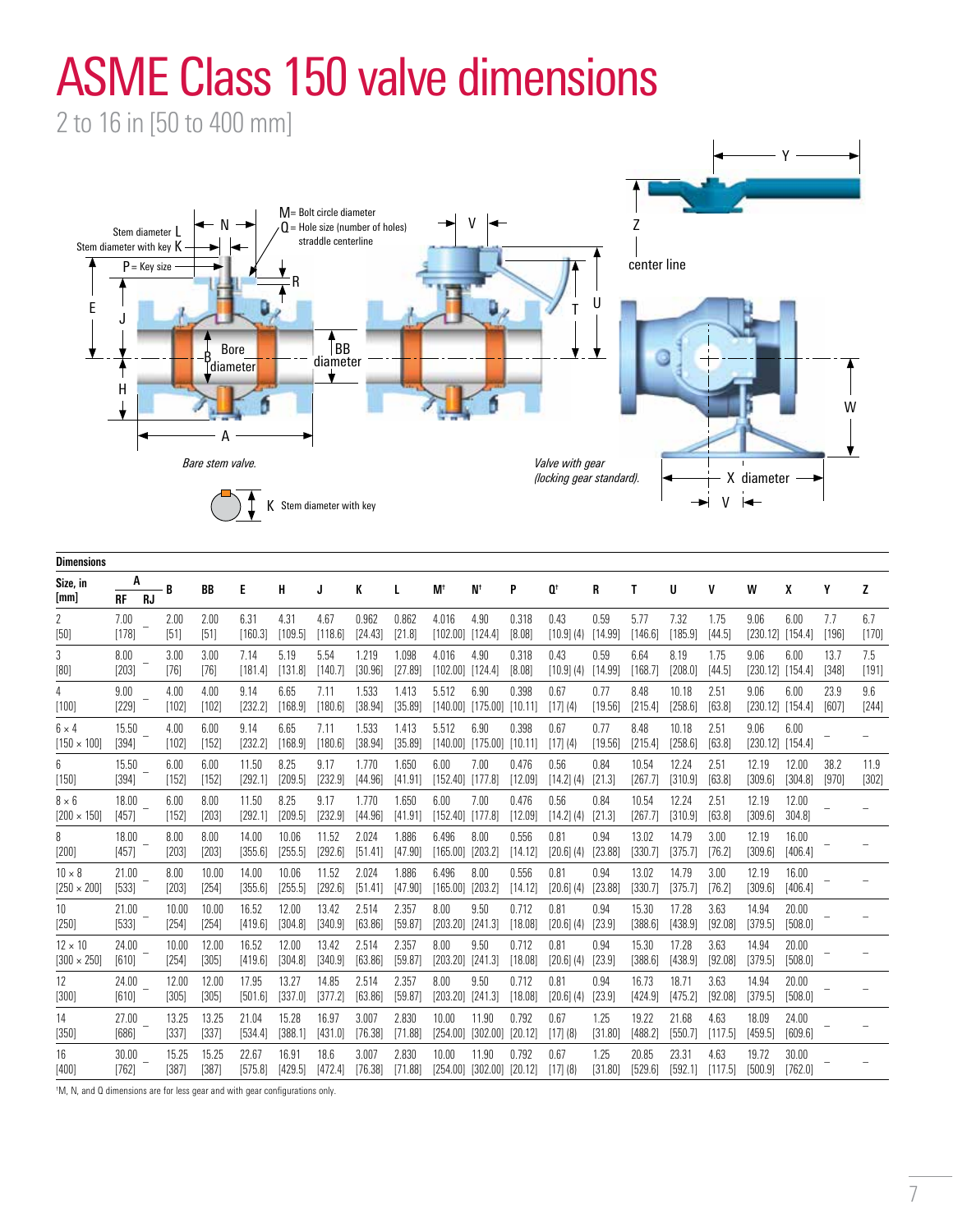# ASME Class 150 valve dimensions

2 to 16 in [50 to 400 mm]

M= Bolt circle diameter
Q = Hole size (number of holes) straddle centerline

Stem diameter L
Stem diameter with key K
P = Key size

*Bare stem valve.*

*Valve with gear (locking gear standard).*

K Stem diameter with key

**Dimensions**

| Size, in [mm] | A RF | A RJ | B | BB | E | H | J | K | L | M† | N† | P | Q† | R | T | U | V | W | X | Y | Z |
|---|---|---|---|---|---|---|---|---|---|---|---|---|---|---|---|---|---|---|---|---|---|
| 2 [50] | 7.00 [178] | – | 2.00 [51] | 2.00 [51] | 6.31 [160.3] | 4.31 [109.5] | 4.67 [118.6] | 0.962 [24.43] | 0.862 [21.8] | 4.016 [102.00] | 4.90 [124.4] | 0.318 [8.08] | 0.43 [10.9] (4) | 0.59 [14.99] | 5.77 [146.6] | 7.32 [185.9] | 1.75 [44.5] | 9.06 [230.12] | 6.00 [154.4] | 7.7 [196] | 6.7 [170] |
| 3 [80] | 8.00 [203] | – | 3.00 [76] | 3.00 [76] | 7.14 [181.4] | 5.19 [131.8] | 5.54 [140.7] | 1.219 [30.96] | 1.098 [27.89] | 4.016 [102.00] | 4.90 [124.4] | 0.318 [8.08] | 0.43 [10.9] (4) | 0.59 [14.99] | 6.64 [168.7] | 8.19 [208.0] | 1.75 [44.5] | 9.06 [230.12] | 6.00 [154.4] | 13.7 [348] | 7.5 [191] |
| 4 [100] | 9.00 [229] | – | 4.00 [102] | 4.00 [102] | 9.14 [232.2] | 6.65 [168.9] | 7.11 [180.6] | 1.533 [38.94] | 1.413 [35.89] | 5.512 [140.00] | 6.90 [175.00] | 0.398 [10.11] | 0.67 [17] (4) | 0.77 [19.56] | 8.48 [215.4] | 10.18 [258.6] | 2.51 [63.8] | 9.06 [230.12] | 6.00 [154.4] | 23.9 [607] | 9.6 [244] |
| 6 × 4 [150 × 100] | 15.50 [394] | – | 4.00 [102] | 6.00 [152] | 9.14 [232.2] | 6.65 [168.9] | 7.11 [180.6] | 1.533 [38.94] | 1.413 [35.89] | 5.512 [140.00] | 6.90 [175.00] | 0.398 [10.11] | 0.67 [17] (4) | 0.77 [19.56] | 8.48 [215.4] | 10.18 [258.6] | 2.51 [63.8] | 9.06 [230.12] | 6.00 [154.4] | – | – |
| 6 [150] | 15.50 [394] | – | 6.00 [152] | 6.00 [152] | 11.50 [292.1] | 8.25 [209.5] | 9.17 [232.9] | 1.770 [44.96] | 1.650 [41.91] | 6.00 [152.40] | 7.00 [177.8] | 0.476 [12.09] | 0.56 [14.2] (4) | 0.84 [21.3] | 10.54 [267.7] | 12.24 [310.9] | 2.51 [63.8] | 12.19 [309.6] | 12.00 [304.8] | 38.2 [970] | 11.9 [302] |
| 8 × 6 [200 × 150] | 18.00 [457] | – | 6.00 [152] | 8.00 [203] | 11.50 [292.1] | 8.25 [209.5] | 9.17 [232.9] | 1.770 [44.96] | 1.650 [41.91] | 6.00 [152.40] | 7.00 [177.8] | 0.476 [12.09] | 0.56 [14.2] (4) | 0.84 [21.3] | 10.54 [267.7] | 12.24 [310.9] | 2.51 [63.8] | 12.19 [309.6] | 12.00 304.8] | – | – |
| 8 [200] | 18.00 [457] | – | 8.00 [203] | 8.00 [203] | 14.00 [355.6] | 10.06 [255.5] | 11.52 [292.6] | 2.024 [51.41] | 1.886 [47.90] | 6.496 [165.00] | 8.00 [203.2] | 0.556 [14.12] | 0.81 [20.6] (4) | 0.94 [23.88] | 13.02 [330.7] | 14.79 [375.7] | 3.00 [76.2] | 12.19 [309.6] | 16.00 [406.4] | – | – |
| 10 × 8 [250 × 200] | 21.00 [533] | – | 8.00 [203] | 10.00 [254] | 14.00 [355.6] | 10.06 [255.5] | 11.52 [292.6] | 2.024 [51.41] | 1.886 [47.90] | 6.496 [165.00] | 8.00 [203.2] | 0.556 [14.12] | 0.81 [20.6] (4) | 0.94 [23.88] | 13.02 [330.7] | 14.79 [375.7] | 3.00 [76.2] | 12.19 [309.6] | 16.00 [406.4] | – | – |
| 10 [250] | 21.00 [533] | – | 10.00 [254] | 10.00 [254] | 16.52 [419.6] | 12.00 [304.8] | 13.42 [340.9] | 2.514 [63.86] | 2.357 [59.87] | 8.00 [203.20] | 9.50 [241.3] | 0.712 [18.08] | 0.81 [20.6] (4) | 0.94 [23.9] | 15.30 [388.6] | 17.28 [438.9] | 3.63 [92.08] | 14.94 [379.5] | 20.00 [508.0] | – | – |
| 12 × 10 [300 × 250] | 24.00 [610] | – | 10.00 [254] | 12.00 [305] | 16.52 [419.6] | 12.00 [304.8] | 13.42 [340.9] | 2.514 [63.86] | 2.357 [59.87] | 8.00 [203.20] | 9.50 [241.3] | 0.712 [18.08] | 0.81 [20.6] (4) | 0.94 [23.9] | 15.30 [388.6] | 17.28 [438.9] | 3.63 [92.08] | 14.94 [379.5] | 20.00 [508.0] | – | – |
| 12 [300] | 24.00 [610] | – | 12.00 [305] | 12.00 [305] | 17.95 [501.6] | 13.27 [337.0] | 14.85 [377.2] | 2.514 [63.86] | 2.357 [59.87] | 8.00 [203.20] | 9.50 [241.3] | 0.712 [18.08] | 0.81 [20.6] (4) | 0.94 [23.9] | 16.73 [424.9] | 18.71 [475.2] | 3.63 [92.08] | 14.94 [379.5] | 20.00 [508.0] | – | – |
| 14 [350] | 27.00 [686] | – | 13.25 [337] | 13.25 [337] | 21.04 [534.4] | 15.28 [388.1] | 16.97 [431.0] | 3.007 [76.38] | 2.830 [71.88] | 10.00 [254.00] | 11.90 [302.00] | 0.792 [20.12] | 0.67 [17] (8) | 1.25 [31.80] | 19.22 [488.2] | 21.68 [550.7] | 4.63 [117.5] | 18.09 [459.5] | 24.00 [609.6] | – | – |
| 16 [400] | 30.00 [762] | – | 15.25 [387] | 15.25 [387] | 22.67 [575.8] | 16.91 [429.5] | 18.6 [472.4] | 3.007 [76.38] | 2.830 [71.88] | 10.00 [254.00] | 11.90 [302.00] | 0.792 [20.12] | 0.67 [17] (8) | 1.25 [31.80] | 20.85 [529.6] | 23.31 [592.1] | 4.63 [117.5] | 19.72 [500.9] | 30.00 [762.0] | – | – |

†M, N, and Q dimensions are for less gear and with gear configurations only.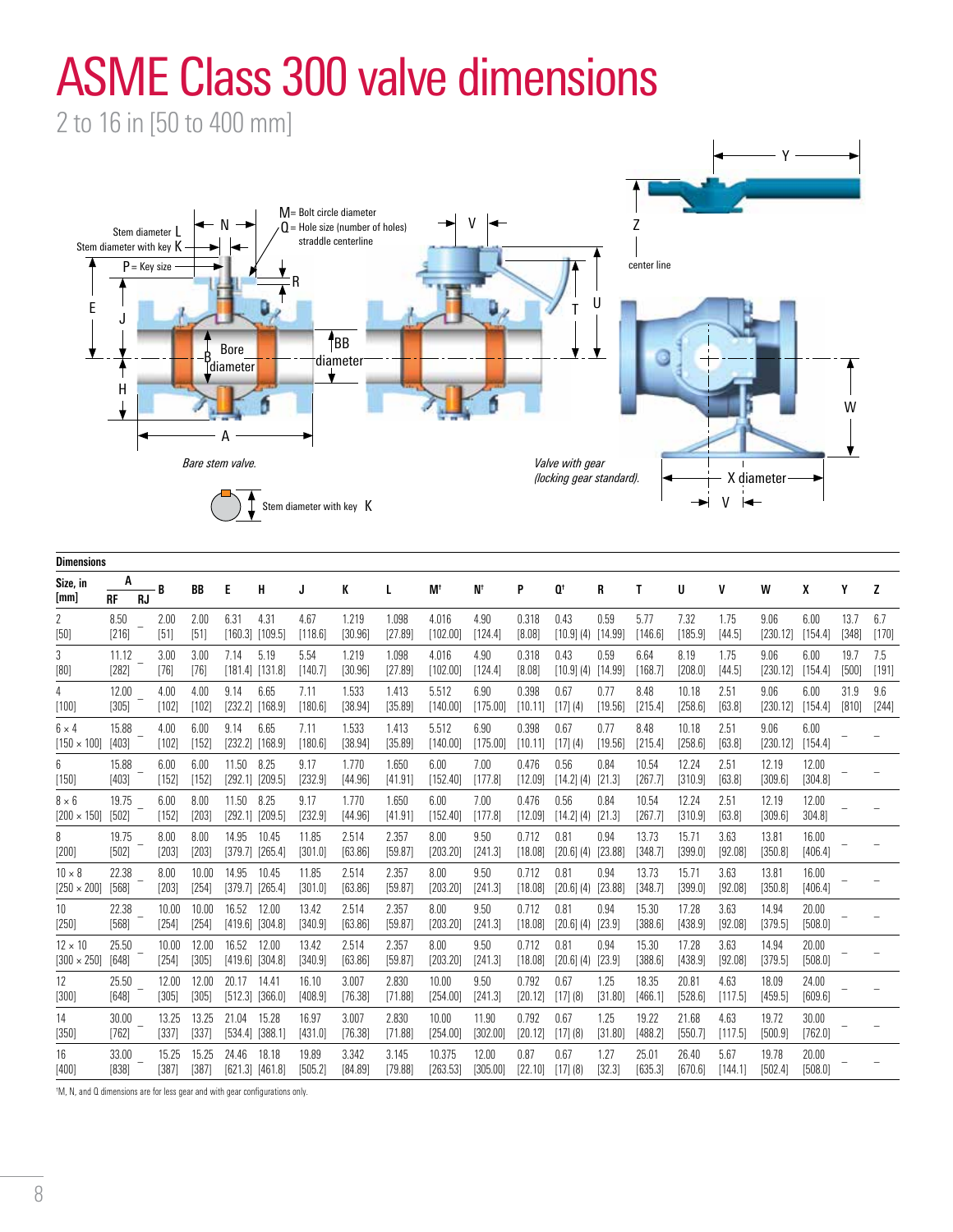# ASME Class 300 valve dimensions

2 to 16 in [50 to 400 mm]

Stem diameter L

Stem diameter with key K

P = Key size

N

M = Bolt circle diameter

Q = Hole size (number of holes) straddle centerline

R

E

J

H

B

Bore diameter

BB diameter

A

*Bare stem valve.*

Stem diameter with key K

V

T

U

Y

Z

center line

W

X diameter

V

*Valve with gear (locking gear standard).*

**Dimensions**

| Size, in [mm] | A | | B | BB | E | H | J | K | L | M[†] | N[†] | P | Q[†] | R | T | U | V | W | X | Y | Z |
|---|---|---|---|---|---|---|---|---|---|---|---|---|---|---|---|---|---|---|---|---|---|
| | RF | RJ | | | | | | | | | | | | | | | | | | | |
| 2 [50] | 8.50 [216] | – | 2.00 [51] | 2.00 [51] | 6.31 [160.3] | 4.31 [109.5] | 4.67 [118.6] | 1.219 [30.96] | 1.098 [27.89] | 4.016 [102.00] | 4.90 [124.4] | 0.318 [8.08] | 0.43 [10.9] (4) | 0.59 [14.99] | 5.77 [146.6] | 7.32 [185.9] | 1.75 [44.5] | 9.06 [230.12] | 6.00 [154.4] | 13.7 [348] | 6.7 [170] |
| 3 [80] | 11.12 [282] | – | 3.00 [76] | 3.00 [76] | 7.14 [181.4] | 5.19 [131.8] | 5.54 [140.7] | 1.219 [30.96] | 1.098 [27.89] | 4.016 [102.00] | 4.90 [124.4] | 0.318 [8.08] | 0.43 [10.9] (4) | 0.59 [14.99] | 6.64 [168.7] | 8.19 [208.0] | 1.75 [44.5] | 9.06 [230.12] | 6.00 [154.4] | 19.7 [500] | 7.5 [191] |
| 4 [100] | 12.00 [305] | – | 4.00 [102] | 4.00 [102] | 9.14 [232.2] | 6.65 [168.9] | 7.11 [180.6] | 1.533 [38.94] | 1.413 [35.89] | 5.512 [140.00] | 6.90 [175.00] | 0.398 [10.11] | 0.67 [17] (4) | 0.77 [19.56] | 8.48 [215.4] | 10.18 [258.6] | 2.51 [63.8] | 9.06 [230.12] | 6.00 [154.4] | 31.9 [810] | 9.6 [244] |
| 6 × 4 [150 × 100] | 15.88 [403] | – | 4.00 [102] | 6.00 [152] | 9.14 [232.2] | 6.65 [168.9] | 7.11 [180.6] | 1.533 [38.94] | 1.413 [35.89] | 5.512 [140.00] | 6.90 [175.00] | 0.398 [10.11] | 0.67 [17] (4) | 0.77 [19.56] | 8.48 [215.4] | 10.18 [258.6] | 2.51 [63.8] | 9.06 [230.12] | 6.00 [154.4] | – | – |
| 6 [150] | 15.88 [403] | – | 6.00 [152] | 6.00 [152] | 11.50 [292.1] | 8.25 [209.5] | 9.17 [232.9] | 1.770 [44.96] | 1.650 [41.91] | 6.00 [152.40] | 7.00 [177.8] | 0.476 [12.09] | 0.56 [14.2] (4) | 0.84 [21.3] | 10.54 [267.7] | 12.24 [310.9] | 2.51 [63.8] | 12.19 [309.6] | 12.00 [304.8] | – | – |
| 8 × 6 [200 × 150] | 19.75 [502] | – | 6.00 [152] | 8.00 [203] | 11.50 [292.1] | 8.25 [209.5] | 9.17 [232.9] | 1.770 [44.96] | 1.650 [41.91] | 6.00 [152.40] | 7.00 [177.8] | 0.476 [12.09] | 0.56 [14.2] (4) | 0.84 [21.3] | 10.54 [267.7] | 12.24 [310.9] | 2.51 [63.8] | 12.19 [309.6] | 12.00 304.8] | – | – |
| 8 [200] | 19.75 [502] | – | 8.00 [203] | 8.00 [203] | 14.95 [379.7] | 10.45 [265.4] | 11.85 [301.0] | 2.514 [63.86] | 2.357 [59.87] | 8.00 [203.20] | 9.50 [241.3] | 0.712 [18.08] | 0.81 [20.6] (4) | 0.94 [23.88] | 13.73 [348.7] | 15.71 [399.0] | 3.63 [92.08] | 13.81 [350.8] | 16.00 [406.4] | – | – |
| 10 × 8 [250 × 200] | 22.38 [568] | – | 8.00 [203] | 10.00 [254] | 14.95 [379.7] | 10.45 [265.4] | 11.85 [301.0] | 2.514 [63.86] | 2.357 [59.87] | 8.00 [203.20] | 9.50 [241.3] | 0.712 [18.08] | 0.81 [20.6] (4) | 0.94 [23.88] | 13.73 [348.7] | 15.71 [399.0] | 3.63 [92.08] | 13.81 [350.8] | 16.00 [406.4] | – | – |
| 10 [250] | 22.38 [568] | – | 10.00 [254] | 10.00 [254] | 16.52 [419.6] | 12.00 [304.8] | 13.42 [340.9] | 2.514 [63.86] | 2.357 [59.87] | 8.00 [203.20] | 9.50 [241.3] | 0.712 [18.08] | 0.81 [20.6] (4) | 0.94 [23.9] | 15.30 [388.6] | 17.28 [438.9] | 3.63 [92.08] | 14.94 [379.5] | 20.00 [508.0] | – | – |
| 12 × 10 [300 × 250] | 25.50 [648] | – | 10.00 [254] | 12.00 [305] | 16.52 [419.6] | 12.00 [304.8] | 13.42 [340.9] | 2.514 [63.86] | 2.357 [59.87] | 8.00 [203.20] | 9.50 [241.3] | 0.712 [18.08] | 0.81 [20.6] (4) | 0.94 [23.9] | 15.30 [388.6] | 17.28 [438.9] | 3.63 [92.08] | 14.94 [379.5] | 20.00 [508.0] | – | – |
| 12 [300] | 25.50 [648] | – | 12.00 [305] | 12.00 [305] | 20.17 [512.3] | 14.41 [366.0] | 16.10 [408.9] | 3.007 [76.38] | 2.830 [71.88] | 10.00 [254.00] | 9.50 [241.3] | 0.792 [20.12] | 0.67 [17] (8) | 1.25 [31.80] | 18.35 [466.1] | 20.81 [528.6] | 4.63 [117.5] | 18.09 [459.5] | 24.00 [609.6] | – | – |
| 14 [350] | 30.00 [762] | – | 13.25 [337] | 13.25 [337] | 21.04 [534.4] | 15.28 [388.1] | 16.97 [431.0] | 3.007 [76.38] | 2.830 [71.88] | 10.00 [254.00] | 11.90 [302.00] | 0.792 [20.12] | 0.67 [17] (8) | 1.25 [31.80] | 19.22 [488.2] | 21.68 [550.7] | 4.63 [117.5] | 19.72 [500.9] | 30.00 [762.0] | – | – |
| 16 [400] | 33.00 [838] | – | 15.25 [387] | 15.25 [387] | 24.46 [621.3] | 18.18 [461.8] | 19.89 [505.2] | 3.342 [84.89] | 3.145 [79.88] | 10.375 [263.53] | 12.00 [305.00] | 0.87 [22.10] | 0.67 [17] (8) | 1.27 [32.3] | 25.01 [635.3] | 26.40 [670.6] | 5.67 [144.1] | 19.78 [502.4] | 20.00 [508.0] | – | – |

[†]M, N, and Q dimensions are for less gear and with gear configurations only.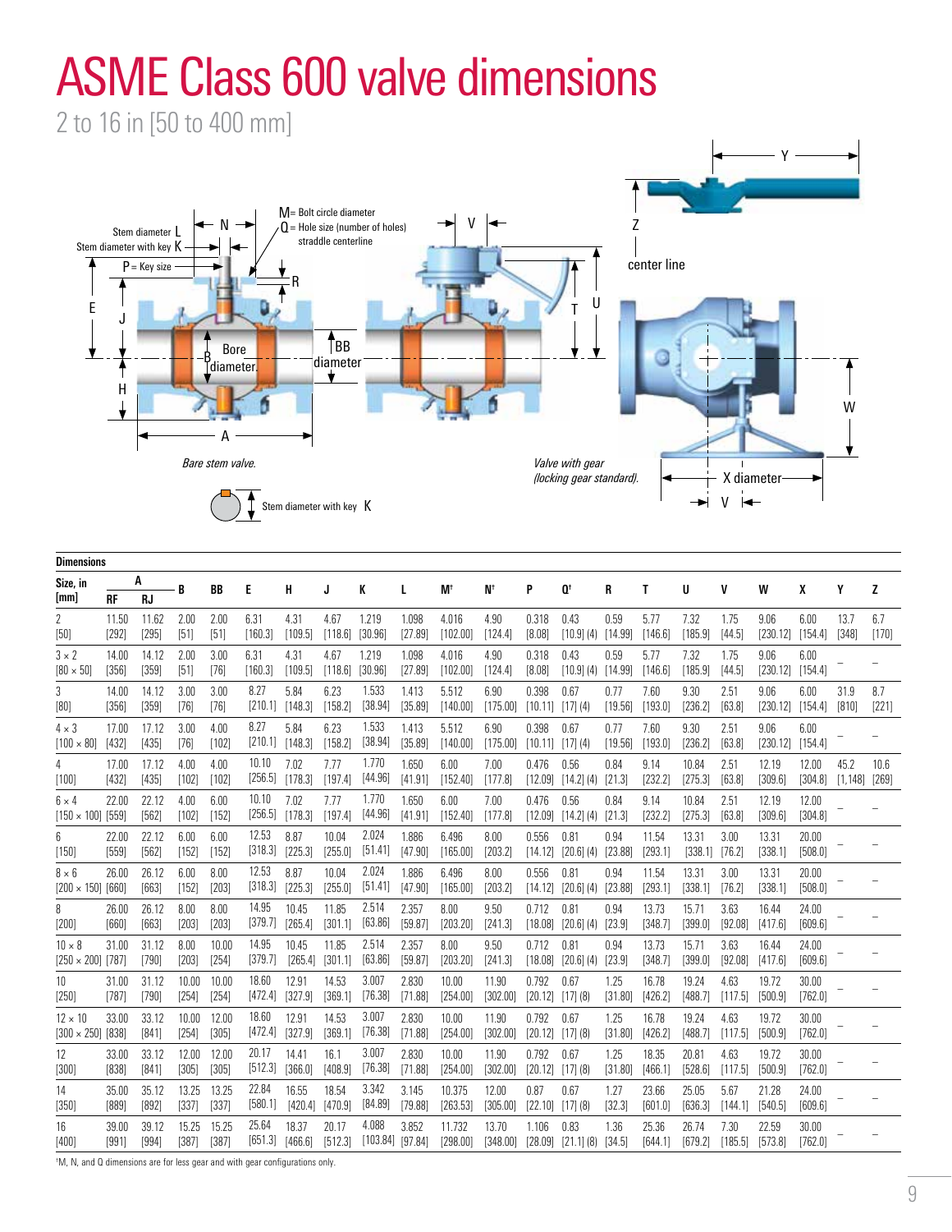// ASME Class 600 valve dimensions

# ASME Class 600 valve dimensions

2 to 16 in [50 to 400 mm]

M= Bolt circle diameter
Q = Hole size (number of holes) straddle centerline

Stem diameter L
Stem diameter with key K
P = Key size

*Bare stem valve.*

*Valve with gear (locking gear standard).*

Stem diameter with key K

**Dimensions**

| Size, in [mm] | A RF | A RJ | B | BB | E | H | J | K | L | M† | N† | P | Q† | R | T | U | V | W | X | Y | Z |
|---|---|---|---|---|---|---|---|---|---|---|---|---|---|---|---|---|---|---|---|---|---|
| 2 [50] | 11.50 [292] | 11.62 [295] | 2.00 [51] | 2.00 [51] | 6.31 [160.3] | 4.31 [109.5] | 4.67 [118.6] | 1.219 [30.96] | 1.098 [27.89] | 4.016 [102.00] | 4.90 [124.4] | 0.318 [8.08] | 0.43 [10.9] (4) | 0.59 [14.99] | 5.77 [146.6] | 7.32 [185.9] | 1.75 [44.5] | 9.06 [230.12] | 6.00 [154.4] | 13.7 [348] | 6.7 [170] |
| 3 × 2 [80 × 50] | 14.00 [356] | 14.12 [359] | 2.00 [51] | 3.00 [76] | 6.31 [160.3] | 4.31 [109.5] | 4.67 [118.6] | 1.219 [30.96] | 1.098 [27.89] | 4.016 [102.00] | 4.90 [124.4] | 0.318 [8.08] | 0.43 [10.9] (4) | 0.59 [14.99] | 5.77 [146.6] | 7.32 [185.9] | 1.75 [44.5] | 9.06 [230.12] | 6.00 [154.4] | – | – |
| 3 [80] | 14.00 [356] | 14.12 [359] | 3.00 [76] | 3.00 [76] | 8.27 [210.1] | 5.84 [148.3] | 6.23 [158.2] | 1.533 [38.94] | 1.413 [35.89] | 5.512 [140.00] | 6.90 [175.00] | 0.398 [10.11] | 0.67 [17] (4) | 0.77 [19.56] | 7.60 [193.0] | 9.30 [236.2] | 2.51 [63.8] | 9.06 [230.12] | 6.00 [154.4] | 31.9 [810] | 8.7 [221] |
| 4 × 3 [100 × 80] | 17.00 [432] | 17.12 [435] | 3.00 [76] | 4.00 [102] | 8.27 [210.1] | 5.84 [148.3] | 6.23 [158.2] | 1.533 [38.94] | 1.413 [35.89] | 5.512 [140.00] | 6.90 [175.00] | 0.398 [10.11] | 0.67 [17] (4) | 0.77 [19.56] | 7.60 [193.0] | 9.30 [236.2] | 2.51 [63.8] | 9.06 [230.12] | 6.00 [154.4] | – | – |
| 4 [100] | 17.00 [432] | 17.12 [435] | 4.00 [102] | 4.00 [102] | 10.10 [256.5] | 7.02 [178.3] | 7.77 [197.4] | 1.770 [44.96] | 1.650 [41.91] | 6.00 [152.40] | 7.00 [177.8] | 0.476 [12.09] | 0.56 [14.2] (4) | 0.84 [21.3] | 9.14 [232.2] | 10.84 [275.3] | 2.51 [63.8] | 12.19 [309.6] | 12.00 [304.8] | 45.2 [1,148] | 10.6 [269] |
| 6 × 4 [150 × 100] | 22.00 [559] | 22.12 [562] | 4.00 [102] | 6.00 [152] | 10.10 [256.5] | 7.02 [178.3] | 7.77 [197.4] | 1.770 [44.96] | 1.650 [41.91] | 6.00 [152.40] | 7.00 [177.8] | 0.476 [12.09] | 0.56 [14.2] (4) | 0.84 [21.3] | 9.14 [232.2] | 10.84 [275.3] | 2.51 [63.8] | 12.19 [309.6] | 12.00 [304.8] | – | – |
| 6 [150] | 22.00 [559] | 22.12 [562] | 6.00 [152] | 6.00 [152] | 12.53 [318.3] | 8.87 [225.3] | 10.04 [255.0] | 2.024 [51.41] | 1.886 [47.90] | 6.496 [165.00] | 8.00 [203.2] | 0.556 [14.12] | 0.81 [20.6] (4) | 0.94 [23.88] | 11.54 [293.1] | 13.31 [338.1] | 3.00 [76.2] | 13.31 [338.1] | 20.00 [508.0] | – | – |
| 8 × 6 [200 × 150] | 26.00 [660] | 26.12 [663] | 6.00 [152] | 8.00 [203] | 12.53 [318.3] | 8.87 [225.3] | 10.04 [255.0] | 2.024 [51.41] | 1.886 [47.90] | 6.496 [165.00] | 8.00 [203.2] | 0.556 [14.12] | 0.81 [20.6] (4) | 0.94 [23.88] | 11.54 [293.1] | 13.31 [338.1] | 3.00 [76.2] | 13.31 [338.1] | 20.00 [508.0] | – | – |
| 8 [200] | 26.00 [660] | 26.12 [663] | 8.00 [203] | 8.00 [203] | 14.95 [379.7] | 10.45 [265.4] | 11.85 [301.1] | 2.514 [63.86] | 2.357 [59.87] | 8.00 [203.20] | 9.50 [241.3] | 0.712 [18.08] | 0.81 [20.6] (4) | 0.94 [23.9] | 13.73 [348.7] | 15.71 [399.0] | 3.63 [92.08] | 16.44 [417.6] | 24.00 [609.6] | – | – |
| 10 × 8 [250 × 200] | 31.00 [787] | 31.12 [790] | 8.00 [203] | 10.00 [254] | 14.95 [379.7] | 10.45 [265.4] | 11.85 [301.1] | 2.514 [63.86] | 2.357 [59.87] | 8.00 [203.20] | 9.50 [241.3] | 0.712 [18.08] | 0.81 [20.6] (4) | 0.94 [23.9] | 13.73 [348.7] | 15.71 [399.0] | 3.63 [92.08] | 16.44 [417.6] | 24.00 [609.6] | – | – |
| 10 [250] | 31.00 [787] | 31.12 [790] | 10.00 [254] | 10.00 [254] | 18.60 [472.4] | 12.91 [327.9] | 14.53 [369.1] | 3.007 [76.38] | 2.830 [71.88] | 10.00 [254.00] | 11.90 [302.00] | 0.792 [20.12] | 0.67 [17] (8) | 1.25 [31.80] | 16.78 [426.2] | 19.24 [488.7] | 4.63 [117.5] | 19.72 [500.9] | 30.00 [762.0] | – | – |
| 12 × 10 [300 × 250] | 33.00 [838] | 33.12 [841] | 10.00 [254] | 12.00 [305] | 18.60 [472.4] | 12.91 [327.9] | 14.53 [369.1] | 3.007 [76.38] | 2.830 [71.88] | 10.00 [254.00] | 11.90 [302.00] | 0.792 [20.12] | 0.67 [17] (8) | 1.25 [31.80] | 16.78 [426.2] | 19.24 [488.7] | 4.63 [117.5] | 19.72 [500.9] | 30.00 [762.0] | – | – |
| 12 [300] | 33.00 [838] | 33.12 [841] | 12.00 [305] | 12.00 [305] | 20.17 [512.3] | 14.41 [366.0] | 16.1 [408.9] | 3.007 [76.38] | 2.830 [71.88] | 10.00 [254.00] | 11.90 [302.00] | 0.792 [20.12] | 0.67 [17] (8) | 1.25 [31.80] | 18.35 [466.1] | 20.81 [528.6] | 4.63 [117.5] | 19.72 [500.9] | 30.00 [762.0] | – | – |
| 14 [350] | 35.00 [889] | 35.12 [892] | 13.25 [337] | 13.25 [337] | 22.84 [580.1] | 16.55 [420.4] | 18.54 [470.9] | 3.342 [84.89] | 3.145 [79.88] | 10.375 [263.53] | 12.00 [305.00] | 0.87 [22.10] | 0.67 [17] (8) | 1.27 [32.3] | 23.66 [601.0] | 25.05 [636.3] | 5.67 [144.1] | 21.28 [540.5] | 24.00 [609.6] | – | – |
| 16 [400] | 39.00 [991] | 39.12 [994] | 15.25 [387] | 15.25 [387] | 25.64 [651.3] | 18.37 [466.6] | 20.17 [512.3] | 4.088 [103.84] | 3.852 [97.84] | 11.732 [298.00] | 13.70 [348.00] | 1.106 [28.09] | 0.83 [21.1] (8) | 1.36 [34.5] | 25.36 [644.1] | 26.74 [679.2] | 7.30 [185.5] | 22.59 [573.8] | 30.00 [762.0] | – | – |

†M, N, and Q dimensions are for less gear and with gear configurations only.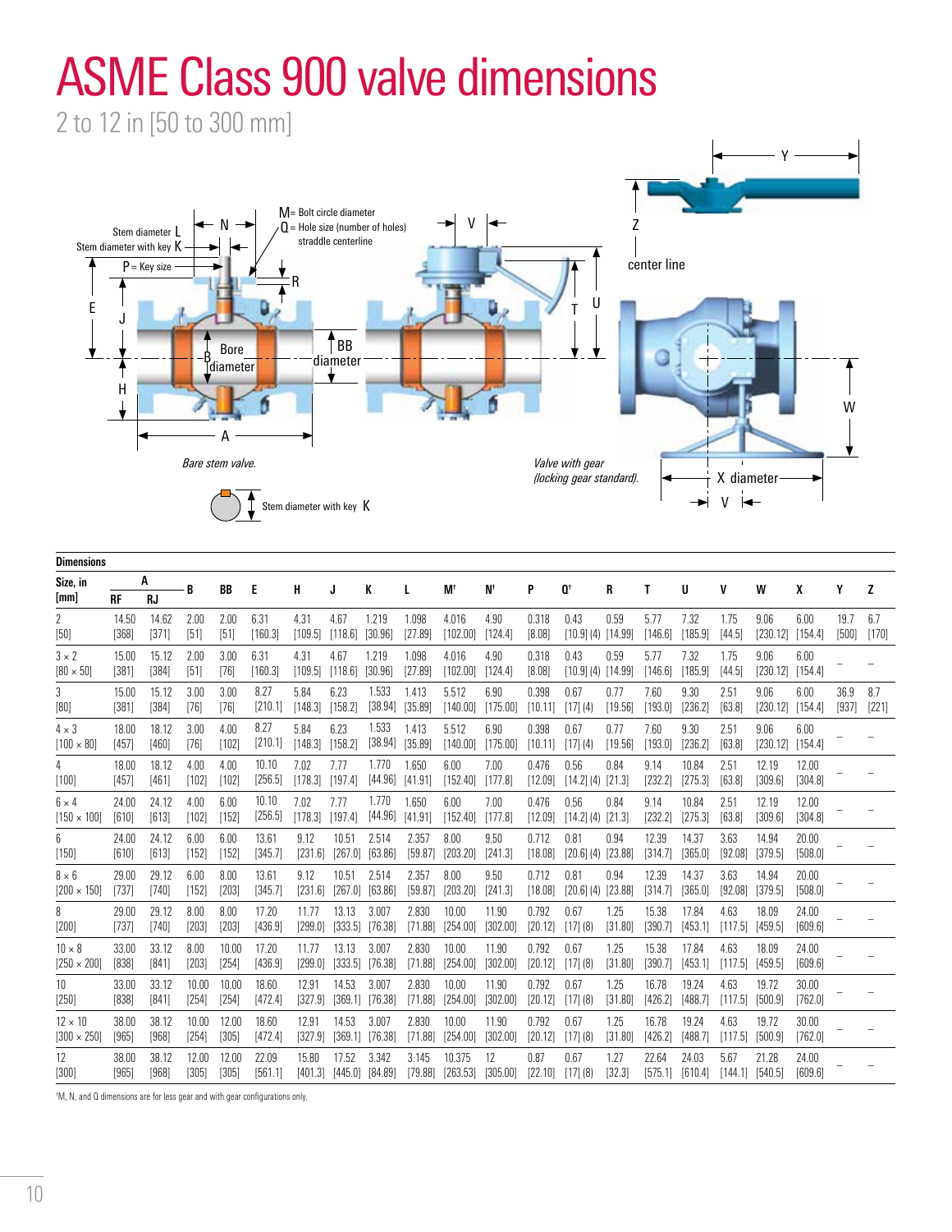# ASME Class 900 valve dimensions

2 to 12 in [50 to 300 mm]

M = Bolt circle diameter
Q = Hole size (number of holes) straddle centerline

Stem diameter L
Stem diameter with key K
P = Key size

Bare stem valve.

Valve with gear (locking gear standard).

Stem diameter with key K

**Dimensions**

| Size, in [mm] | A | | B | BB | E | H | J | K | L | M† | N† | P | Q† | R | T | U | V | W | X | Y | Z |
|---|---|---|---|---|---|---|---|---|---|---|---|---|---|---|---|---|---|---|---|---|---|
| | RF | RJ | | | | | | | | | | | | | | | | | | | |
| 2 [50] | 14.50 [368] | 14.62 [371] | 2.00 [51] | 2.00 [51] | 6.31 [160.3] | 4.31 [109.5] | 4.67 [118.6] | 1.219 [30.96] | 1.098 [27.89] | 4.016 [102.00] | 4.90 [124.4] | 0.318 [8.08] | 0.43 [10.9] (4) | 0.59 [14.99] | 5.77 [146.6] | 7.32 [185.9] | 1.75 [44.5] | 9.06 [230.12] | 6.00 [154.4] | 19.7 [500] | 6.7 [170] |
| 3 × 2 [80 × 50] | 15.00 [381] | 15.12 [384] | 2.00 [51] | 3.00 [76] | 6.31 [160.3] | 4.31 [109.5] | 4.67 [118.6] | 1.219 [30.96] | 1.098 [27.89] | 4.016 [102.00] | 4.90 [124.4] | 0.318 [8.08] | 0.43 [10.9] (4) | 0.59 [14.99] | 5.77 [146.6] | 7.32 [185.9] | 1.75 [44.5] | 9.06 [230.12] | 6.00 [154.4] | – | – |
| 3 [80] | 15.00 [381] | 15.12 [384] | 3.00 [76] | 3.00 [76] | 8.27 [210.1] | 5.84 [148.3] | 6.23 [158.2] | 1.533 [38.94] | 1.413 [35.89] | 5.512 [140.00] | 6.90 [175.00] | 0.398 [10.11] | 0.67 [17] (4) | 0.77 [19.56] | 7.60 [193.0] | 9.30 [236.2] | 2.51 [63.8] | 9.06 [230.12] | 6.00 [154.4] | 36.9 [937] | 8.7 [221] |
| 4 × 3 [100 × 80] | 18.00 [457] | 18.12 [460] | 3.00 [76] | 4.00 [102] | 8.27 [210.1] | 5.84 [148.3] | 6.23 [158.2] | 1.533 [38.94] | 1.413 [35.89] | 5.512 [140.00] | 6.90 [175.00] | 0.398 [10.11] | 0.67 [17] (4) | 0.77 [19.56] | 7.60 [193.0] | 9.30 [236.2] | 2.51 [63.8] | 9.06 [230.12] | 6.00 [154.4] | – | – |
| 4 [100] | 18.00 [457] | 18.12 [461] | 4.00 [102] | 4.00 [102] | 10.10 [256.5] | 7.02 [178.3] | 7.77 [197.4] | 1.770 [44.96] | 1.650 [41.91] | 6.00 [152.40] | 7.00 [177.8] | 0.476 [12.09] | 0.56 [14.2] (4) | 0.84 [21.3] | 9.14 [232.2] | 10.84 [275.3] | 2.51 [63.8] | 12.19 [309.6] | 12.00 [304.8] | – | – |
| 6 × 4 [150 × 100] | 24.00 [610] | 24.12 [613] | 4.00 [102] | 6.00 [152] | 10.10 [256.5] | 7.02 [178.3] | 7.77 [197.4] | 1.770 [44.96] | 1.650 [41.91] | 6.00 [152.40] | 7.00 [177.8] | 0.476 [12.09] | 0.56 [14.2] (4) | 0.84 [21.3] | 9.14 [232.2] | 10.84 [275.3] | 2.51 [63.8] | 12.19 [309.6] | 12.00 [304.8] | – | – |
| 6 [150] | 24.00 [610] | 24.12 [613] | 6.00 [152] | 6.00 [152] | 13.61 [345.7] | 9.12 [231.6] | 10.51 [267.0] | 2.514 [63.86] | 2.357 [59.87] | 8.00 [203.20] | 9.50 [241.3] | 0.712 [18.08] | 0.81 [20.6] (4) | 0.94 [23.88] | 12.39 [314.7] | 14.37 [365.0] | 3.63 [92.08] | 14.94 [379.5] | 20.00 [508.0] | – | – |
| 8 × 6 [200 × 150] | 29.00 [737] | 29.12 [740] | 6.00 [152] | 8.00 [203] | 13.61 [345.7] | 9.12 [231.6] | 10.51 [267.0] | 2.514 [63.86] | 2.357 [59.87] | 8.00 [203.20] | 9.50 [241.3] | 0.712 [18.08] | 0.81 [20.6] (4) | 0.94 [23.88] | 12.39 [314.7] | 14.37 [365.0] | 3.63 [92.08] | 14.94 [379.5] | 20.00 [508.0] | – | – |
| 8 [200] | 29.00 [737] | 29.12 [740] | 8.00 [203] | 8.00 [203] | 17.20 [436.9] | 11.77 [299.0] | 13.13 [333.5] | 3.007 [76.38] | 2.830 [71.88] | 10.00 [254.00] | 11.90 [302.00] | 0.792 [20.12] | 0.67 [17] (8) | 1.25 [31.80] | 15.38 [390.7] | 17.84 [453.1] | 4.63 [117.5] | 18.09 [459.5] | 24.00 [609.6] | – | – |
| 10 × 8 [250 × 200] | 33.00 [838] | 33.12 [841] | 8.00 [203] | 10.00 [254] | 17.20 [436.9] | 11.77 [299.0] | 13.13 [333.5] | 3.007 [76.38] | 2.830 [71.88] | 10.00 [254.00] | 11.90 [302.00] | 0.792 [20.12] | 0.67 [17] (8) | 1.25 [31.80] | 15.38 [390.7] | 17.84 [453.1] | 4.63 [117.5] | 18.09 [459.5] | 24.00 [609.6] | – | – |
| 10 [250] | 33.00 [838] | 33.12 [841] | 10.00 [254] | 10.00 [254] | 18.60 [472.4] | 12.91 [327.9] | 14.53 [369.1] | 3.007 [76.38] | 2.830 [71.88] | 10.00 [254.00] | 11.90 [302.00] | 0.792 [20.12] | 0.67 [17] (8) | 1.25 [31.80] | 16.78 [426.2] | 19.24 [488.7] | 4.63 [117.5] | 19.72 [500.9] | 30.00 [762.0] | – | – |
| 12 × 10 [300 × 250] | 38.00 [965] | 38.12 [968] | 10.00 [254] | 12.00 [305] | 18.60 [472.4] | 12.91 [327.9] | 14.53 [369.1] | 3.007 [76.38] | 2.830 [71.88] | 10.00 [254.00] | 11.90 [302.00] | 0.792 [20.12] | 0.67 [17] (8) | 1.25 [31.80] | 16.78 [426.2] | 19.24 [488.7] | 4.63 [117.5] | 19.72 [500.9] | 30.00 [762.0] | – | – |
| 12 [300] | 38.00 [965] | 38.12 [968] | 12.00 [305] | 12.00 [305] | 22.09 [561.1] | 15.80 [401.3] | 17.52 [445.0] | 3.342 [84.89] | 3.145 [79.88] | 10.375 [263.53] | 12 [305.00] | 0.87 [22.10] | 0.67 [17] (8) | 1.27 [32.3] | 22.64 [575.1] | 24.03 [610.4] | 5.67 [144.1] | 21.28 [540.5] | 24.00 [609.6] | – | – |

†M, N, and Q dimensions are for less gear and with gear configurations only.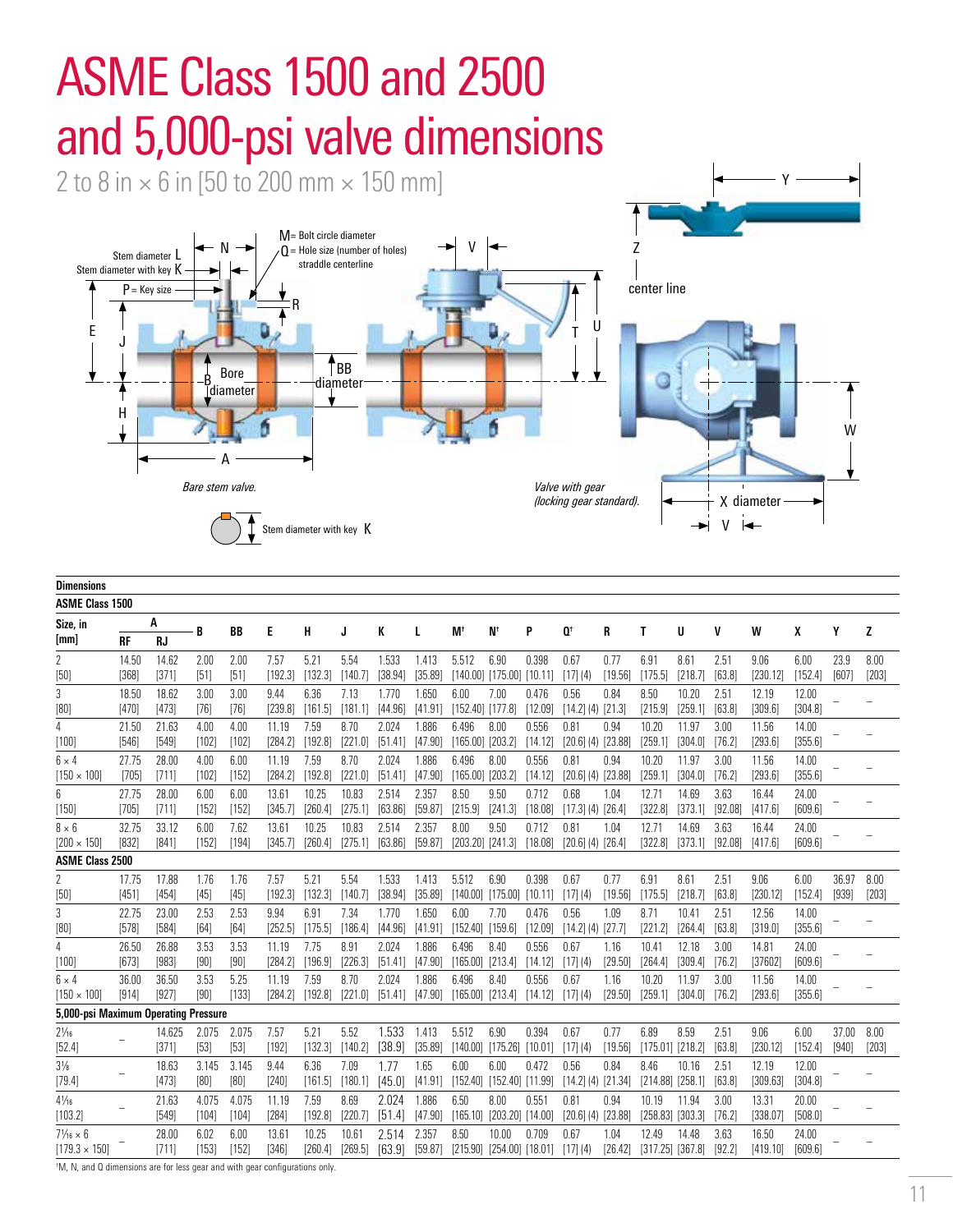# ASME Class 1500 and 2500 and 5,000-psi valve dimensions

2 to 8 in × 6 in [50 to 200 mm × 150 mm]

Stem diameter L
Stem diameter with key K
P = Key size
M = Bolt circle diameter
Q = Hole size (number of holes) straddle centerline

*Bare stem valve.*

*Valve with gear (locking gear standard).*

Stem diameter with key K

**Dimensions**

| Size, in [mm] | A | | B | BB | E | H | J | K | L | M† | N† | P | Q† | R | T | U | V | W | X | Y | Z |
|---|---|---|---|---|---|---|---|---|---|---|---|---|---|---|---|---|---|---|---|---|---|
| | RF | RJ | | | | | | | | | | | | | | | | | | | |
| **ASME Class 1500** | | | | | | | | | | | | | | | | | | | | | |
| 2 [50] | 14.50 [368] | 14.62 [371] | 2.00 [51] | 2.00 [51] | 7.57 [192.3] | 5.21 [132.3] | 5.54 [140.7] | 1.533 [38.94] | 1.413 [35.89] | 5.512 [140.00] | 6.90 [175.00] | 0.398 [10.11] | 0.67 [17] (4) | 0.77 [19.56] | 6.91 [175.5] | 8.61 [218.7] | 2.51 [63.8] | 9.06 [230.12] | 6.00 [152.4] | 23.9 [607] | 8.00 [203] |
| 3 [80] | 18.50 [470] | 18.62 [473] | 3.00 [76] | 3.00 [76] | 9.44 [239.8] | 6.36 [161.5] | 7.13 [181.1] | 1.770 [44.96] | 1.650 [41.91] | 6.00 [152.40] | 7.00 [177.8] | 0.476 [12.09] | 0.56 [14.2] (4) | 0.84 [21.3] | 8.50 [215.9] | 10.20 [259.1] | 2.51 [63.8] | 12.19 [309.6] | 12.00 [304.8] | – | – |
| 4 [100] | 21.50 [546] | 21.63 [549] | 4.00 [102] | 4.00 [102] | 11.19 [284.2] | 7.59 [192.8] | 8.70 [221.0] | 2.024 [51.41] | 1.886 [47.90] | 6.496 [165.00] | 8.00 [203.2] | 0.556 [14.12] | 0.81 [20.6] (4) | 0.94 [23.88] | 10.20 [259.1] | 11.97 [304.0] | 3.00 [76.2] | 11.56 [293.6] | 14.00 [355.6] | – | – |
| 6 × 4 [150 × 100] | 27.75 [705] | 28.00 [711] | 4.00 [102] | 6.00 [152] | 11.19 [284.2] | 7.59 [192.8] | 8.70 [221.0] | 2.024 [51.41] | 1.886 [47.90] | 6.496 [165.00] | 8.00 [203.2] | 0.556 [14.12] | 0.81 [20.6] (4) | 0.94 [23.88] | 10.20 [259.1] | 11.97 [304.0] | 3.00 [76.2] | 11.56 [293.6] | 14.00 [355.6] | – | – |
| 6 [150] | 27.75 [705] | 28.00 [711] | 6.00 [152] | 6.00 [152] | 13.61 [345.7] | 10.25 [260.4] | 10.83 [275.1] | 2.514 [63.86] | 2.357 [59.87] | 8.50 [215.9] | 9.50 [241.3] | 0.712 [18.08] | 0.68 [17.3] (4) | 1.04 [26.4] | 12.71 [322.8] | 14.69 [373.1] | 3.63 [92.08] | 16.44 [417.6] | 24.00 [609.6] | – | – |
| 8 × 6 [200 × 150] | 32.75 [832] | 33.12 [841] | 6.00 [152] | 7.62 [194] | 13.61 [345.7] | 10.25 [260.4] | 10.83 [275.1] | 2.514 [63.86] | 2.357 [59.87] | 8.00 [203.20] | 9.50 [241.3] | 0.712 [18.08] | 0.81 [20.6] (4) | 1.04 [26.4] | 12.71 [322.8] | 14.69 [373.1] | 3.63 [92.08] | 16.44 [417.6] | 24.00 [609.6] | – | – |
| **ASME Class 2500** | | | | | | | | | | | | | | | | | | | | | |
| 2 [50] | 17.75 [451] | 17.88 [454] | 1.76 [45] | 1.76 [45] | 7.57 [192.3] | 5.21 [132.3] | 5.54 [140.7] | 1.533 [38.94] | 1.413 [35.89] | 5.512 [140.00] | 6.90 [175.00] | 0.398 [10.11] | 0.67 [17] (4) | 0.77 [19.56] | 6.91 [175.5] | 8.61 [218.7] | 2.51 [63.8] | 9.06 [230.12] | 6.00 [152.4] | 36.97 [939] | 8.00 [203] |
| 3 [80] | 22.75 [578] | 23.00 [584] | 2.53 [64] | 2.53 [64] | 9.94 [252.5] | 6.91 [175.5] | 7.34 [186.4] | 1.770 [44.96] | 1.650 [41.91] | 6.00 [152.40] | 7.70 [159.6] | 0.476 [12.09] | 0.56 [14.2] (4) | 1.09 [27.7] | 8.71 [221.2] | 10.41 [264.4] | 2.51 [63.8] | 12.56 [319.0] | 14.00 [355.6] | – | – |
| 4 [100] | 26.50 [673] | 26.88 [983] | 3.53 [90] | 3.53 [90] | 11.19 [284.2] | 7.75 [196.9] | 8.91 [226.3] | 2.024 [51.41] | 1.886 [47.90] | 6.496 [165.00] | 8.40 [213.4] | 0.556 [14.12] | 0.67 [17] (4) | 1.16 [29.50] | 10.41 [264.4] | 12.18 [309.4] | 3.00 [76.2] | 14.81 [37602] | 24.00 [609.6] | – | – |
| 6 × 4 [150 × 100] | 36.00 [914] | 36.50 [927] | 3.53 [90] | 5.25 [133] | 11.19 [284.2] | 7.59 [192.8] | 8.70 [221.0] | 2.024 [51.41] | 1.886 [47.90] | 6.496 [165.00] | 8.40 [213.4] | 0.556 [14.12] | 0.67 [17] (4) | 1.16 [29.50] | 10.20 [259.1] | 11.97 [304.0] | 3.00 [76.2] | 11.56 [293.6] | 14.00 [355.6] | – | – |
| **5,000-psi Maximum Operating Pressure** | | | | | | | | | | | | | | | | | | | | | |
| 2¹⁄₁₆ [52.4] | – | 14.625 [371] | 2.075 [53] | 2.075 [53] | 7.57 [192] | 5.21 [132.3] | 5.52 [140.2] | 1.533 [38.9] | 1.413 [35.89] | 5.512 [140.00] | 6.90 [175.26] | 0.394 [10.01] | 0.67 [17] (4) | 0.77 [19.56] | 6.89 [175.01] | 8.59 [218.2] | 2.51 [63.8] | 9.06 [230.12] | 6.00 [152.4] | 37.00 [940] | 8.00 [203] |
| 3¹⁄₈ [79.4] | – | 18.63 [473] | 3.145 [80] | 3.145 [80] | 9.44 [240] | 6.36 [161.5] | 7.09 [180.1] | 1.77 [45.0] | 1.65 [41.91] | 6.00 [152.40] | 6.00 [152.40] | 0.472 [11.99] | 0.56 [14.2] (4) | 0.84 [21.34] | 8.46 [214.88] | 10.16 [258.1] | 2.51 [63.8] | 12.19 [309.63] | 12.00 [304.8] | – | – |
| 4¹⁄₁₆ [103.2] | – | 21.63 [549] | 4.075 [104] | 4.075 [104] | 11.19 [284] | 7.59 [192.8] | 8.69 [220.7] | 2.024 [51.4] | 1.886 [47.90] | 6.50 [165.10] | 8.00 [203.20] | 0.551 [14.00] | 0.81 [20.6] (4) | 0.94 [23.88] | 10.19 [258.83] | 11.94 [303.3] | 3.00 [76.2] | 13.31 [338.07] | 20.00 [508.0] | – | – |
| 7¹⁄₁₆ × 6 [179.3 × 150] | – | 28.00 [711] | 6.02 [153] | 6.00 [152] | 13.61 [346] | 10.25 [260.4] | 10.61 [269.5] | 2.514 [63.9] | 2.357 [59.87] | 8.50 [215.90] | 10.00 [254.00] | 0.709 [18.01] | 0.67 [17] (4) | 1.04 [26.42] | 12.49 [317.25] | 14.48 [367.8] | 3.63 [92.2] | 16.50 [419.10] | 24.00 [609.6] | – | – |

†M, N, and Q dimensions are for less gear and with gear configurations only.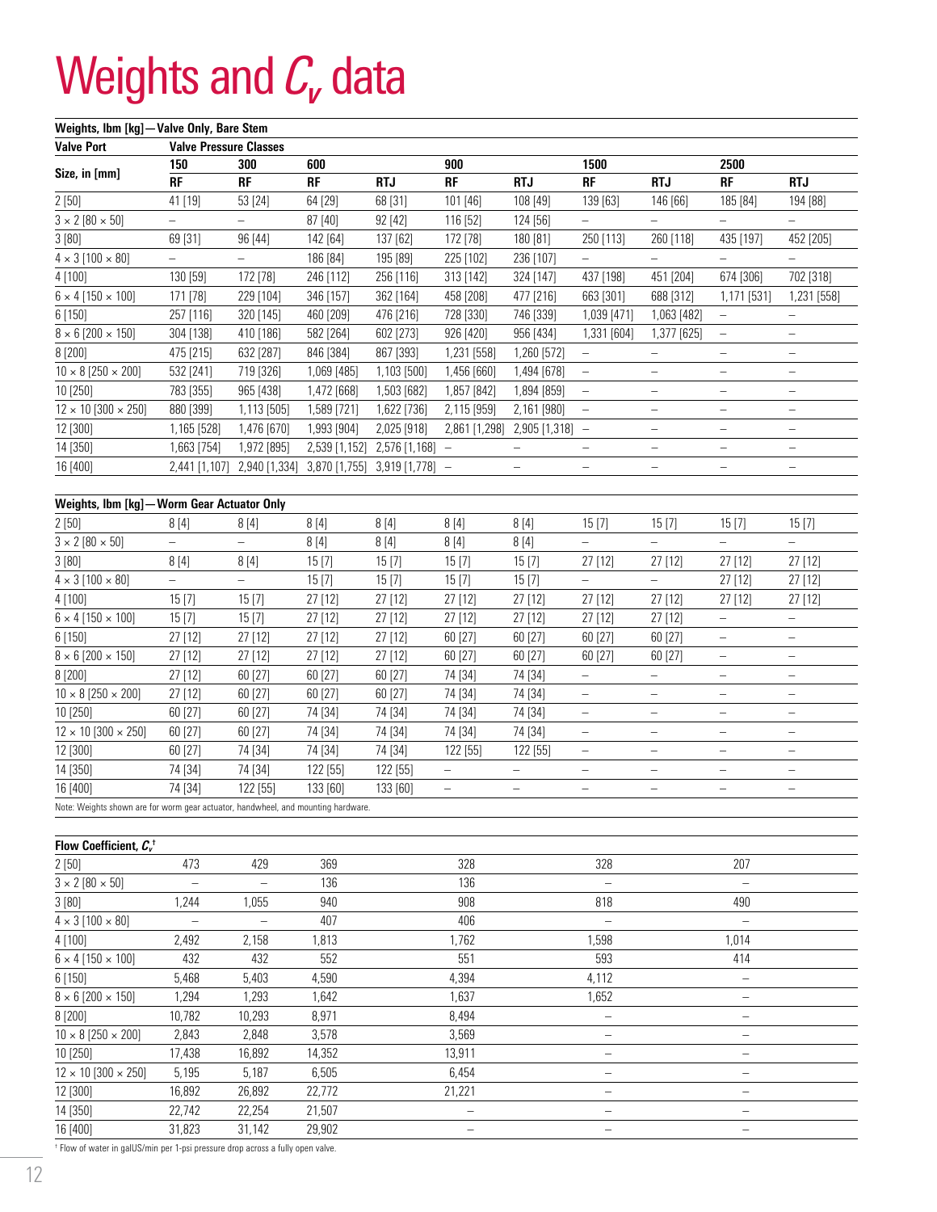# Weights and $C_v$ data

**Weights, lbm [kg]—Valve Only, Bare Stem**

| Valve Port | Valve Pressure Classes | | | | | | | | | |
|---|---|---|---|---|---|---|---|---|---|---|
| Size, in [mm] | 150 | 300 | 600 | | 900 | | 1500 | | 2500 | |
| | RF | RF | RF | RTJ | RF | RTJ | RF | RTJ | RF | RTJ |
| 2 [50] | 41 [19] | 53 [24] | 64 [29] | 68 [31] | 101 [46] | 108 [49] | 139 [63] | 146 [66] | 185 [84] | 194 [88] |
| 3 × 2 [80 × 50] | – | – | 87 [40] | 92 [42] | 116 [52] | 124 [56] | – | – | – | – |
| 3 [80] | 69 [31] | 96 [44] | 142 [64] | 137 [62] | 172 [78] | 180 [81] | 250 [113] | 260 [118] | 435 [197] | 452 [205] |
| 4 × 3 [100 × 80] | – | – | 186 [84] | 195 [89] | 225 [102] | 236 [107] | – | – | – | – |
| 4 [100] | 130 [59] | 172 [78] | 246 [112] | 256 [116] | 313 [142] | 324 [147] | 437 [198] | 451 [204] | 674 [306] | 702 [318] |
| 6 × 4 [150 × 100] | 171 [78] | 229 [104] | 346 [157] | 362 [164] | 458 [208] | 477 [216] | 663 [301] | 688 [312] | 1,171 [531] | 1,231 [558] |
| 6 [150] | 257 [116] | 320 [145] | 460 [209] | 476 [216] | 728 [330] | 746 [339] | 1,039 [471] | 1,063 [482] | – | – |
| 8 × 6 [200 × 150] | 304 [138] | 410 [186] | 582 [264] | 602 [273] | 926 [420] | 956 [434] | 1,331 [604] | 1,377 [625] | – | – |
| 8 [200] | 475 [215] | 632 [287] | 846 [384] | 867 [393] | 1,231 [558] | 1,260 [572] | – | – | – | – |
| 10 × 8 [250 × 200] | 532 [241] | 719 [326] | 1,069 [485] | 1,103 [500] | 1,456 [660] | 1,494 [678] | – | – | – | – |
| 10 [250] | 783 [355] | 965 [438] | 1,472 [668] | 1,503 [682] | 1,857 [842] | 1,894 [859] | – | – | – | – |
| 12 × 10 [300 × 250] | 880 [399] | 1,113 [505] | 1,589 [721] | 1,622 [736] | 2,115 [959] | 2,161 [980] | – | – | – | – |
| 12 [300] | 1,165 [528] | 1,476 [670] | 1,993 [904] | 2,025 [918] | 2,861 [1,298] | 2,905 [1,318] | – | – | – | – |
| 14 [350] | 1,663 [754] | 1,972 [895] | 2,539 [1,152] | 2,576 [1,168] | – | – | – | – | – | – |
| 16 [400] | 2,441 [1,107] | 2,940 [1,334] | 3,870 [1,755] | 3,919 [1,778] | – | – | – | – | – | – |

**Weights, lbm [kg]—Worm Gear Actuator Only**

| Valve Port Size, in [mm] | 150 RF | 300 RF | 600 RF | 600 RTJ | 900 RF | 900 RTJ | 1500 RF | 1500 RTJ | 2500 RF | 2500 RTJ |
|---|---|---|---|---|---|---|---|---|---|---|
| 2 [50] | 8 [4] | 8 [4] | 8 [4] | 8 [4] | 8 [4] | 8 [4] | 15 [7] | 15 [7] | 15 [7] | 15 [7] |
| 3 × 2 [80 × 50] | – | – | 8 [4] | 8 [4] | 8 [4] | 8 [4] | – | – | – | – |
| 3 [80] | 8 [4] | 8 [4] | 15 [7] | 15 [7] | 15 [7] | 15 [7] | 27 [12] | 27 [12] | 27 [12] | 27 [12] |
| 4 × 3 [100 × 80] | – | – | 15 [7] | 15 [7] | 15 [7] | 15 [7] | – | – | 27 [12] | 27 [12] |
| 4 [100] | 15 [7] | 15 [7] | 27 [12] | 27 [12] | 27 [12] | 27 [12] | 27 [12] | 27 [12] | 27 [12] | 27 [12] |
| 6 × 4 [150 × 100] | 15 [7] | 15 [7] | 27 [12] | 27 [12] | 27 [12] | 27 [12] | 27 [12] | 27 [12] | – | – |
| 6 [150] | 27 [12] | 27 [12] | 27 [12] | 27 [12] | 60 [27] | 60 [27] | 60 [27] | 60 [27] | – | – |
| 8 × 6 [200 × 150] | 27 [12] | 27 [12] | 27 [12] | 27 [12] | 60 [27] | 60 [27] | 60 [27] | 60 [27] | – | – |
| 8 [200] | 27 [12] | 60 [27] | 60 [27] | 60 [27] | 74 [34] | 74 [34] | – | – | – | – |
| 10 × 8 [250 × 200] | 27 [12] | 60 [27] | 60 [27] | 60 [27] | 74 [34] | 74 [34] | – | – | – | – |
| 10 [250] | 60 [27] | 60 [27] | 74 [34] | 74 [34] | 74 [34] | 74 [34] | – | – | – | – |
| 12 × 10 [300 × 250] | 60 [27] | 60 [27] | 74 [34] | 74 [34] | 74 [34] | 74 [34] | – | – | – | – |
| 12 [300] | 60 [27] | 74 [34] | 74 [34] | 74 [34] | 122 [55] | 122 [55] | – | – | – | – |
| 14 [350] | 74 [34] | 74 [34] | 122 [55] | 122 [55] | – | – | – | – | – | – |
| 16 [400] | 74 [34] | 122 [55] | 133 [60] | 133 [60] | – | – | – | – | – | – |

Note: Weights shown are for worm gear actuator, handwheel, and mounting hardware.

**Flow Coefficient, $C_v$†**

| Valve Port Size, in [mm] | 150 | 300 | 600 | 900 | 1500 | 2500 |
|---|---|---|---|---|---|---|
| 2 [50] | 473 | 429 | 369 | 328 | 328 | 207 |
| 3 × 2 [80 × 50] | – | – | 136 | 136 | – | – |
| 3 [80] | 1,244 | 1,055 | 940 | 908 | 818 | 490 |
| 4 × 3 [100 × 80] | – | – | 407 | 406 | – | – |
| 4 [100] | 2,492 | 2,158 | 1,813 | 1,762 | 1,598 | 1,014 |
| 6 × 4 [150 × 100] | 432 | 432 | 552 | 551 | 593 | 414 |
| 6 [150] | 5,468 | 5,403 | 4,590 | 4,394 | 4,112 | – |
| 8 × 6 [200 × 150] | 1,294 | 1,293 | 1,642 | 1,637 | 1,652 | – |
| 8 [200] | 10,782 | 10,293 | 8,971 | 8,494 | – | – |
| 10 × 8 [250 × 200] | 2,843 | 2,848 | 3,578 | 3,569 | – | – |
| 10 [250] | 17,438 | 16,892 | 14,352 | 13,911 | – | – |
| 12 × 10 [300 × 250] | 5,195 | 5,187 | 6,505 | 6,454 | – | – |
| 12 [300] | 16,892 | 26,892 | 22,772 | 21,221 | – | – |
| 14 [350] | 22,742 | 22,254 | 21,507 | – | – | – |
| 16 [400] | 31,823 | 31,142 | 29,902 | – | – | – |

† Flow of water in galUS/min per 1-psi pressure drop across a fully open valve.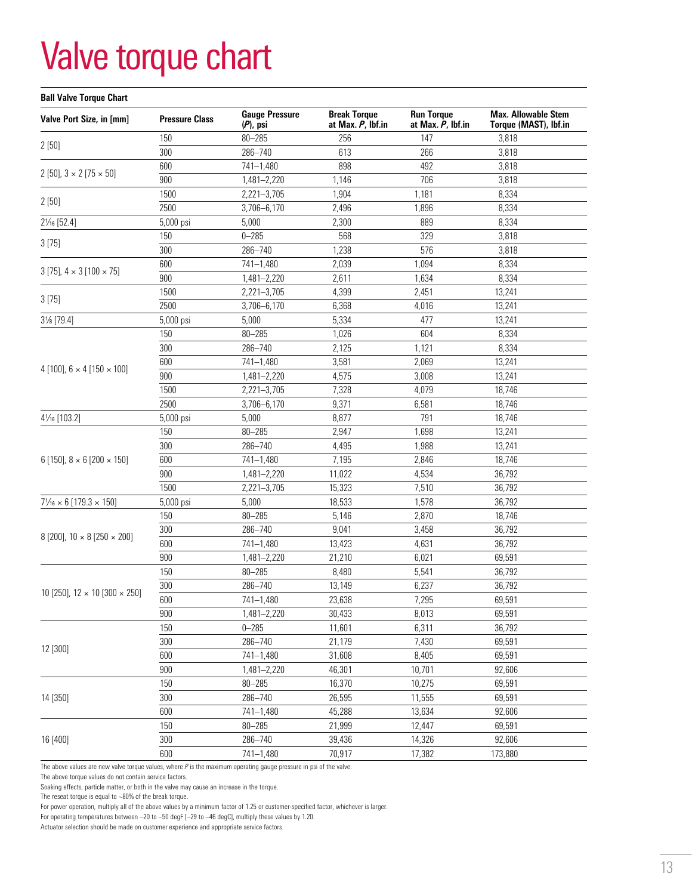# Valve torque chart

**Ball Valve Torque Chart**

| Valve Port Size, in [mm] | Pressure Class | Gauge Pressure (*P*), psi | Break Torque at Max. *P*, lbf.in | Run Torque at Max. *P*, lbf.in | Max. Allowable Stem Torque (MAST), lbf.in |
|---|---|---|---|---|---|
| 2 [50] | 150 | 80–285 | 256 | 147 | 3,818 |
| | 300 | 286–740 | 613 | 266 | 3,818 |
| 2 [50], 3 × 2 [75 × 50] | 600 | 741–1,480 | 898 | 492 | 3,818 |
| | 900 | 1,481–2,220 | 1,146 | 706 | 3,818 |
| 2 [50] | 1500 | 2,221–3,705 | 1,904 | 1,181 | 8,334 |
| | 2500 | 3,706–6,170 | 2,496 | 1,896 | 8,334 |
| 2¹⁄₁₆ [52.4] | 5,000 psi | 5,000 | 2,300 | 889 | 8,334 |
| 3 [75] | 150 | 0–285 | 568 | 329 | 3,818 |
| | 300 | 286–740 | 1,238 | 576 | 3,818 |
| 3 [75], 4 × 3 [100 × 75] | 600 | 741–1,480 | 2,039 | 1,094 | 8,334 |
| | 900 | 1,481–2,220 | 2,611 | 1,634 | 8,334 |
| 3 [75] | 1500 | 2,221–3,705 | 4,399 | 2,451 | 13,241 |
| | 2500 | 3,706–6,170 | 6,368 | 4,016 | 13,241 |
| 3⅛ [79.4] | 5,000 psi | 5,000 | 5,334 | 477 | 13,241 |
| 4 [100], 6 × 4 [150 × 100] | 150 | 80–285 | 1,026 | 604 | 8,334 |
| | 300 | 286–740 | 2,125 | 1,121 | 8,334 |
| | 600 | 741–1,480 | 3,581 | 2,069 | 13,241 |
| | 900 | 1,481–2,220 | 4,575 | 3,008 | 13,241 |
| | 1500 | 2,221–3,705 | 7,328 | 4,079 | 18,746 |
| | 2500 | 3,706–6,170 | 9,371 | 6,581 | 18,746 |
| 4¹⁄₁₆ [103.2] | 5,000 psi | 5,000 | 8,877 | 791 | 18,746 |
| 6 [150], 8 × 6 [200 × 150] | 150 | 80–285 | 2,947 | 1,698 | 13,241 |
| | 300 | 286–740 | 4,495 | 1,988 | 13,241 |
| | 600 | 741–1,480 | 7,195 | 2,846 | 18,746 |
| | 900 | 1,481–2,220 | 11,022 | 4,534 | 36,792 |
| | 1500 | 2,221–3,705 | 15,323 | 7,510 | 36,792 |
| 7¹⁄₁₆ × 6 [179.3 × 150] | 5,000 psi | 5,000 | 18,533 | 1,578 | 36,792 |
| 8 [200], 10 × 8 [250 × 200] | 150 | 80–285 | 5,146 | 2,870 | 18,746 |
| | 300 | 286–740 | 9,041 | 3,458 | 36,792 |
| | 600 | 741–1,480 | 13,423 | 4,631 | 36,792 |
| | 900 | 1,481–2,220 | 21,210 | 6,021 | 69,591 |
| 10 [250], 12 × 10 [300 × 250] | 150 | 80–285 | 8,480 | 5,541 | 36,792 |
| | 300 | 286–740 | 13,149 | 6,237 | 36,792 |
| | 600 | 741–1,480 | 23,638 | 7,295 | 69,591 |
| | 900 | 1,481–2,220 | 30,433 | 8,013 | 69,591 |
| 12 [300] | 150 | 0–285 | 11,601 | 6,311 | 36,792 |
| | 300 | 286–740 | 21,179 | 7,430 | 69,591 |
| | 600 | 741–1,480 | 31,608 | 8,405 | 69,591 |
| | 900 | 1,481–2,220 | 46,301 | 10,701 | 92,606 |
| 14 [350] | 150 | 80–285 | 16,370 | 10,275 | 69,591 |
| | 300 | 286–740 | 26,595 | 11,555 | 69,591 |
| | 600 | 741–1,480 | 45,288 | 13,634 | 92,606 |
| 16 [400] | 150 | 80–285 | 21,999 | 12,447 | 69,591 |
| | 300 | 286–740 | 39,436 | 14,326 | 92,606 |
| | 600 | 741–1,480 | 70,917 | 17,382 | 173,880 |

The above values are new valve torque values, where *P* is the maximum operating gauge pressure in psi of the valve.

The above torque values do not contain service factors.

Soaking effects, particle matter, or both in the valve may cause an increase in the torque.

The reseat torque is equal to ~80% of the break torque.

For power operation, multiply all of the above values by a minimum factor of 1.25 or customer-specified factor, whichever is larger.

For operating temperatures between –20 to –50 degF [–29 to –46 degC], multiply these values by 1.20.

Actuator selection should be made on customer experience and appropriate service factors.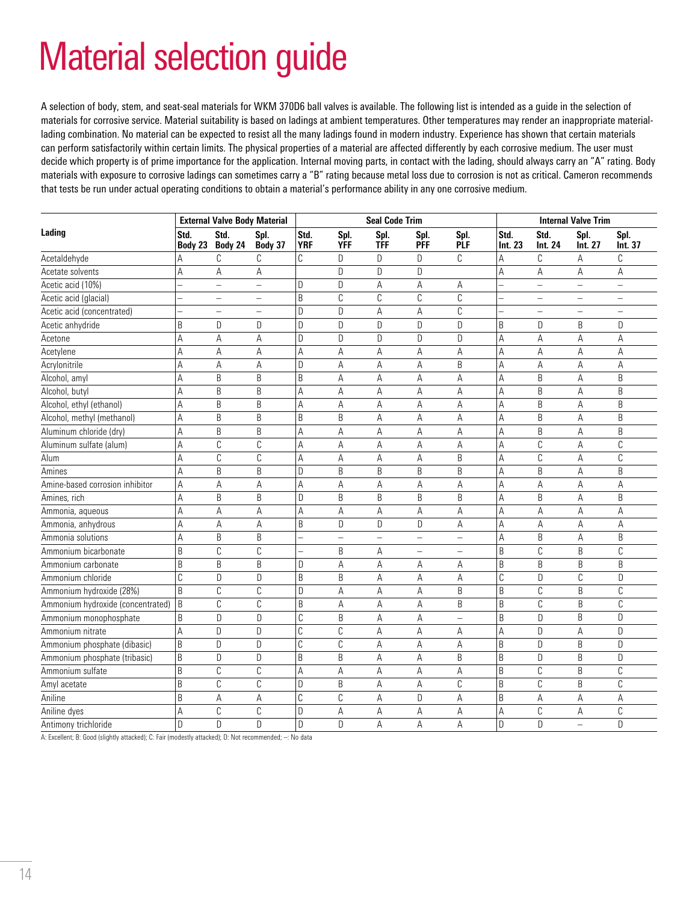# Material selection guide

A selection of body, stem, and seat-seal materials for WKM 370D6 ball valves is available. The following list is intended as a guide in the selection of materials for corrosive service. Material suitability is based on ladings at ambient temperatures. Other temperatures may render an inappropriate material-lading combination. No material can be expected to resist all the many ladings found in modern industry. Experience has shown that certain materials can perform satisfactorily within certain limits. The physical properties of a material are affected differently by each corrosive medium. The user must decide which property is of prime importance for the application. Internal moving parts, in contact with the lading, should always carry an "A" rating. Body materials with exposure to corrosive ladings can sometimes carry a "B" rating because metal loss due to corrosion is not as critical. Cameron recommends that tests be run under actual operating conditions to obtain a material's performance ability in any one corrosive medium.

| Lading | External Valve Body Material | | | Seal Code Trim | | | | | Internal Valve Trim | | | |
|---|---|---|---|---|---|---|---|---|---|---|---|---|
| | Std. Body 23 | Std. Body 24 | Spl. Body 37 | Std. YRF | Spl. YFF | Spl. TFF | Spl. PFF | Spl. PLF | Std. Int. 23 | Std. Int. 24 | Spl. Int. 27 | Spl. Int. 37 |
| Acetaldehyde | A | C | C | C | D | D | D | C | A | C | A | C |
| Acetate solvents | A | A | A | | D | D | D | | A | A | A | A |
| Acetic acid (10%) | – | – | – | D | D | A | A | A | – | – | – | – |
| Acetic acid (glacial) | – | – | – | B | C | C | C | C | – | – | – | – |
| Acetic acid (concentrated) | – | – | – | D | D | A | A | C | – | – | – | – |
| Acetic anhydride | B | D | D | D | D | D | D | D | B | D | B | D |
| Acetone | A | A | A | D | D | D | D | D | A | A | A | A |
| Acetylene | A | A | A | A | A | A | A | A | A | A | A | A |
| Acrylonitrile | A | A | A | D | A | A | A | B | A | A | A | A |
| Alcohol, amyl | A | B | B | B | A | A | A | A | A | B | A | B |
| Alcohol, butyl | A | B | B | A | A | A | A | A | A | B | A | B |
| Alcohol, ethyl (ethanol) | A | B | B | A | A | A | A | A | A | B | A | B |
| Alcohol, methyl (methanol) | A | B | B | B | B | A | A | A | A | B | A | B |
| Aluminum chloride (dry) | A | B | B | A | A | A | A | A | A | B | A | B |
| Aluminum sulfate (alum) | A | C | C | A | A | A | A | A | A | C | A | C |
| Alum | A | C | C | A | A | A | A | B | A | C | A | C |
| Amines | A | B | B | D | B | B | B | B | A | B | A | B |
| Amine-based corrosion inhibitor | A | A | A | A | A | A | A | A | A | A | A | A |
| Amines, rich | A | B | B | D | B | B | B | B | A | B | A | B |
| Ammonia, aqueous | A | A | A | A | A | A | A | A | A | A | A | A |
| Ammonia, anhydrous | A | A | A | B | D | D | D | A | A | A | A | A |
| Ammonia solutions | A | B | B | – | – | – | – | – | A | B | A | B |
| Ammonium bicarbonate | B | C | C | – | B | A | – | – | B | C | B | C |
| Ammonium carbonate | B | B | B | D | A | A | A | A | B | B | B | B |
| Ammonium chloride | C | D | D | B | B | A | A | A | C | D | C | D |
| Ammonium hydroxide (28%) | B | C | C | D | A | A | A | B | B | C | B | C |
| Ammonium hydroxide (concentrated) | B | C | C | B | A | A | A | B | B | C | B | C |
| Ammonium monophosphate | B | D | D | C | B | A | A | – | B | D | B | D |
| Ammonium nitrate | A | D | D | C | C | A | A | A | A | D | A | D |
| Ammonium phosphate (dibasic) | B | D | D | C | C | A | A | A | B | D | B | D |
| Ammonium phosphate (tribasic) | B | D | D | B | B | A | A | B | B | D | B | D |
| Ammonium sulfate | B | C | C | A | A | A | A | A | B | C | B | C |
| Amyl acetate | B | C | C | D | B | A | A | C | B | C | B | C |
| Aniline | B | A | A | C | C | A | D | A | B | A | A | A |
| Aniline dyes | A | C | C | D | A | A | A | A | A | C | A | C |
| Antimony trichloride | D | D | D | D | D | A | A | A | D | D | – | D |

A: Excellent; B: Good (slightly attacked); C: Fair (modestly attacked); D: Not recommended; –: No data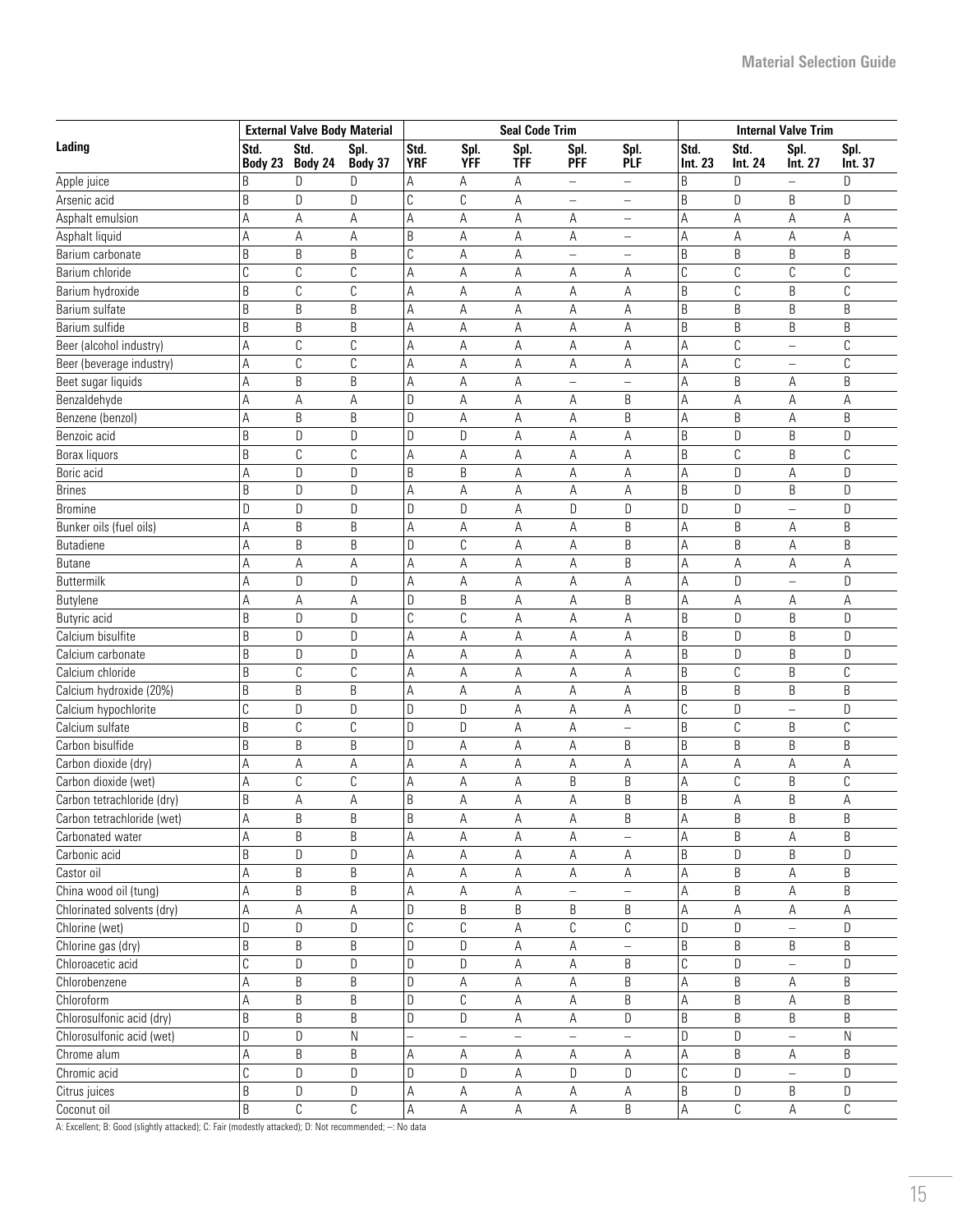| Lading | External Valve Body Material | | | Seal Code Trim | | | | | Internal Valve Trim | | | |
|---|---|---|---|---|---|---|---|---|---|---|---|---|
| | Std. Body 23 | Std. Body 24 | Spl. Body 37 | Std. YRF | Spl. YFF | Spl. TFF | Spl. PFF | Spl. PLF | Std. Int. 23 | Std. Int. 24 | Spl. Int. 27 | Spl. Int. 37 |
| Apple juice | B | D | D | A | A | A | – | – | B | D | – | D |
| Arsenic acid | B | D | D | C | C | A | – | – | B | D | B | D |
| Asphalt emulsion | A | A | A | A | A | A | A | – | A | A | A | A |
| Asphalt liquid | A | A | A | B | A | A | A | – | A | A | A | A |
| Barium carbonate | B | B | B | C | A | A | – | – | B | B | B | B |
| Barium chloride | C | C | C | A | A | A | A | A | C | C | C | C |
| Barium hydroxide | B | C | C | A | A | A | A | A | B | C | B | C |
| Barium sulfate | B | B | B | A | A | A | A | A | B | B | B | B |
| Barium sulfide | B | B | B | A | A | A | A | A | B | B | B | B |
| Beer (alcohol industry) | A | C | C | A | A | A | A | A | A | C | – | C |
| Beer (beverage industry) | A | C | C | A | A | A | A | A | A | C | – | C |
| Beet sugar liquids | A | B | B | A | A | A | – | – | A | B | A | B |
| Benzaldehyde | A | A | A | D | A | A | A | B | A | A | A | A |
| Benzene (benzol) | A | B | B | D | A | A | A | B | A | B | A | B |
| Benzoic acid | B | D | D | D | D | A | A | A | B | D | B | D |
| Borax liquors | B | C | C | A | A | A | A | A | B | C | B | C |
| Boric acid | A | D | D | B | B | A | A | A | A | D | A | D |
| Brines | B | D | D | A | A | A | A | A | B | D | B | D |
| Bromine | D | D | D | D | D | A | D | D | D | D | – | D |
| Bunker oils (fuel oils) | A | B | B | A | A | A | A | B | A | B | A | B |
| Butadiene | A | B | B | D | C | A | A | B | A | B | A | B |
| Butane | A | A | A | A | A | A | A | B | A | A | A | A |
| Buttermilk | A | D | D | A | A | A | A | A | A | D | – | D |
| Butylene | A | A | A | D | B | A | A | B | A | A | A | A |
| Butyric acid | B | D | D | C | C | A | A | A | B | D | B | D |
| Calcium bisulfite | B | D | D | A | A | A | A | A | B | D | B | D |
| Calcium carbonate | B | D | D | A | A | A | A | A | B | D | B | D |
| Calcium chloride | B | C | C | A | A | A | A | A | B | C | B | C |
| Calcium hydroxide (20%) | B | B | B | A | A | A | A | A | B | B | B | B |
| Calcium hypochlorite | C | D | D | D | D | A | A | A | C | D | – | D |
| Calcium sulfate | B | C | C | D | D | A | A | – | B | C | B | C |
| Carbon bisulfide | B | B | B | D | A | A | A | B | B | B | B | B |
| Carbon dioxide (dry) | A | A | A | A | A | A | A | A | A | A | A | A |
| Carbon dioxide (wet) | A | C | C | A | A | A | B | B | A | C | B | C |
| Carbon tetrachloride (dry) | B | A | A | B | A | A | A | B | B | A | B | A |
| Carbon tetrachloride (wet) | A | B | B | B | A | A | A | B | A | B | B | B |
| Carbonated water | A | B | B | A | A | A | A | – | A | B | A | B |
| Carbonic acid | B | D | D | A | A | A | A | A | B | D | B | D |
| Castor oil | A | B | B | A | A | A | A | A | A | B | A | B |
| China wood oil (tung) | A | B | B | A | A | A | – | – | A | B | A | B |
| Chlorinated solvents (dry) | A | A | A | D | B | B | B | B | A | A | A | A |
| Chlorine (wet) | D | D | D | C | C | A | C | C | D | D | – | D |
| Chlorine gas (dry) | B | B | B | D | D | A | A | – | B | B | B | B |
| Chloroacetic acid | C | D | D | D | D | A | A | B | C | D | – | D |
| Chlorobenzene | A | B | B | D | A | A | A | B | A | B | A | B |
| Chloroform | A | B | B | D | C | A | A | B | A | B | A | B |
| Chlorosulfonic acid (dry) | B | B | B | D | D | A | A | D | B | B | B | B |
| Chlorosulfonic acid (wet) | D | D | N | – | – | – | – | – | D | D | – | N |
| Chrome alum | A | B | B | A | A | A | A | A | A | B | A | B |
| Chromic acid | C | D | D | D | D | A | D | D | C | D | – | D |
| Citrus juices | B | D | D | A | A | A | A | A | B | D | B | D |
| Coconut oil | B | C | C | A | A | A | A | B | A | C | A | C |

A: Excellent; B: Good (slightly attacked); C: Fair (modestly attacked); D: Not recommended; –: No data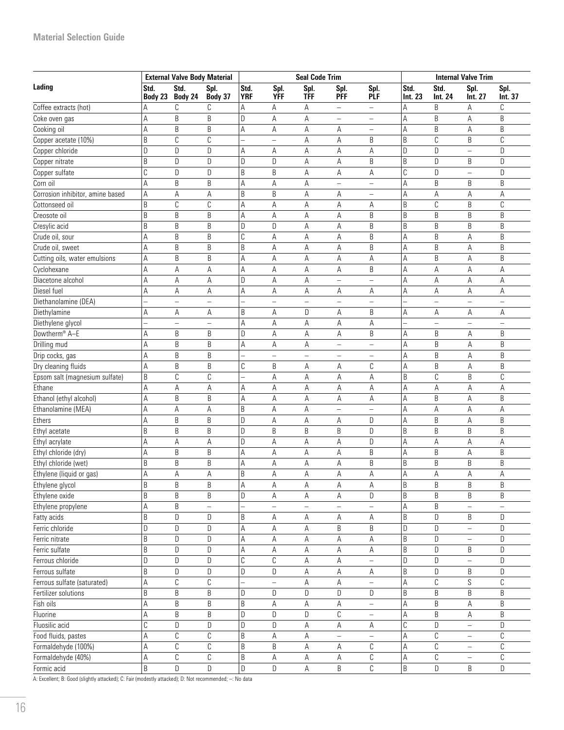| Lading | External Valve Body Material | | | Seal Code Trim | | | | | Internal Valve Trim | | | |
|---|---|---|---|---|---|---|---|---|---|---|---|---|
| | Std. Body 23 | Std. Body 24 | Spl. Body 37 | Std. YRF | Spl. YFF | Spl. TFF | Spl. PFF | Spl. PLF | Std. Int. 23 | Std. Int. 24 | Spl. Int. 27 | Spl. Int. 37 |
| Coffee extracts (hot) | A | C | C | A | A | A | – | – | A | B | A | C |
| Coke oven gas | A | B | B | D | A | A | – | – | A | B | A | B |
| Cooking oil | A | B | B | A | A | A | A | – | A | B | A | B |
| Copper acetate (10%) | B | C | C | – | – | A | A | B | B | C | B | C |
| Copper chloride | D | D | D | A | A | A | A | A | D | D | – | D |
| Copper nitrate | B | D | D | D | D | A | A | B | B | D | B | D |
| Copper sulfate | C | D | D | B | B | A | A | A | C | D | – | D |
| Corn oil | A | B | B | A | A | A | – | – | A | B | B | B |
| Corrosion inhibitor, amine based | A | A | A | B | B | A | A | – | A | A | A | A |
| Cottonseed oil | B | C | C | A | A | A | A | A | B | C | B | C |
| Creosote oil | B | B | B | A | A | A | A | B | B | B | B | B |
| Cresylic acid | B | B | B | D | D | A | A | B | B | B | B | B |
| Crude oil, sour | A | B | B | C | A | A | A | B | A | B | A | B |
| Crude oil, sweet | A | B | B | B | A | A | A | B | A | B | A | B |
| Cutting oils, water emulsions | A | B | B | A | A | A | A | A | A | B | A | B |
| Cyclohexane | A | A | A | A | A | A | A | B | A | A | A | A |
| Diacetone alcohol | A | A | A | D | A | A | – | – | A | A | A | A |
| Diesel fuel | A | A | A | A | A | A | A | A | A | A | A | A |
| Diethanolamine (DEA) | – | – | – | – | – | – | – | – | – | – | – | – |
| Diethylamine | A | A | A | B | A | D | A | B | A | A | A | A |
| Diethylene glycol | – | – | – | A | A | A | A | A | – | – | – | – |
| Dowtherm® A–E | A | B | B | D | A | A | A | B | A | B | A | B |
| Drilling mud | A | B | B | A | A | A | – | – | A | B | A | B |
| Drip cocks, gas | A | B | B | – | – | – | – | – | A | B | A | B |
| Dry cleaning fluids | A | B | B | C | B | A | A | C | A | B | A | B |
| Epsom salt (magnesium sulfate) | B | C | C | – | A | A | A | A | B | C | B | C |
| Ethane | A | A | A | A | A | A | A | A | A | A | A | A |
| Ethanol (ethyl alcohol) | A | B | B | A | A | A | A | A | A | B | A | B |
| Ethanolamine (MEA) | A | A | A | B | A | A | – | – | A | A | A | A |
| Ethers | A | B | B | D | A | A | A | D | A | B | A | B |
| Ethyl acetate | B | B | B | D | B | B | B | D | B | B | B | B |
| Ethyl acrylate | A | A | A | D | A | A | A | D | A | A | A | A |
| Ethyl chloride (dry) | A | B | B | A | A | A | A | B | A | B | A | B |
| Ethyl chloride (wet) | B | B | B | A | A | A | A | B | B | B | B | B |
| Ethylene (liquid or gas) | A | A | A | B | A | A | A | A | A | A | A | A |
| Ethylene glycol | B | B | B | A | A | A | A | A | B | B | B | B |
| Ethylene oxide | B | B | B | D | A | A | A | D | B | B | B | B |
| Ethylene propylene | A | B | – | – | – | – | – | – | A | B | – | – |
| Fatty acids | B | D | D | B | A | A | A | A | B | D | B | D |
| Ferric chloride | D | D | D | A | A | A | B | B | D | D | – | D |
| Ferric nitrate | B | D | D | A | A | A | A | A | B | D | – | D |
| Ferric sulfate | B | D | D | A | A | A | A | A | B | D | B | D |
| Ferrous chloride | D | D | D | C | C | A | A | – | D | D | – | D |
| Ferrous sulfate | B | D | D | D | D | A | A | A | B | D | B | D |
| Ferrous sulfate (saturated) | A | C | C | – | – | A | A | – | A | C | S | C |
| Fertilizer solutions | B | B | B | D | D | D | D | D | B | B | B | B |
| Fish oils | A | B | B | B | A | A | A | – | A | B | A | B |
| Fluorine | A | B | B | D | D | D | C | – | A | B | A | B |
| Fluosilic acid | C | D | D | D | D | A | A | A | C | D | – | D |
| Food fluids, pastes | A | C | C | B | A | A | – | – | A | C | – | C |
| Formaldehyde (100%) | A | C | C | B | B | A | A | C | A | C | – | C |
| Formaldehyde (40%) | A | C | C | B | A | A | A | C | A | C | – | C |
| Formic acid | B | D | D | D | D | A | B | C | B | D | B | D |

A: Excellent; B: Good (slightly attacked); C: Fair (modestly attacked); D: Not recommended; –: No data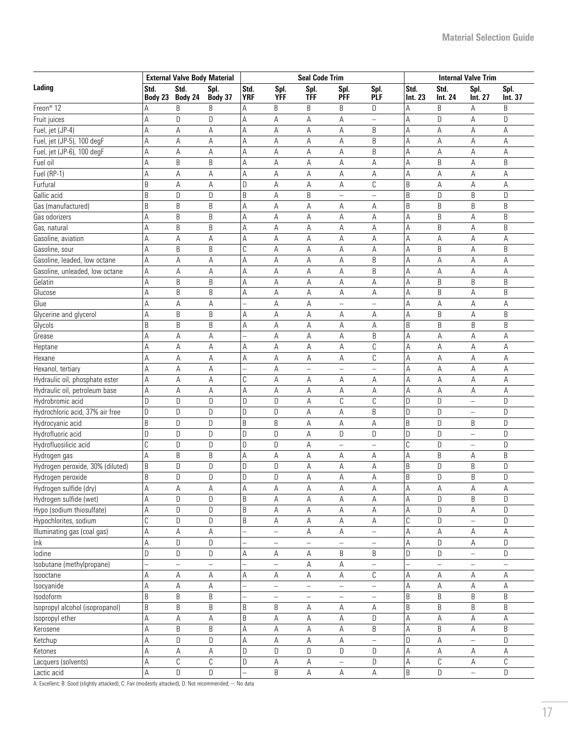| Lading | External Valve Body Material | | | Seal Code Trim | | | | | Internal Valve Trim | | | |
|---|---|---|---|---|---|---|---|---|---|---|---|---|
| | Std. Body 23 | Std. Body 24 | Spl. Body 37 | Std. YRF | Spl. YFF | Spl. TFF | Spl. PFF | Spl. PLF | Std. Int. 23 | Std. Int. 24 | Spl. Int. 27 | Spl. Int. 37 |
| Freon® 12 | A | B | B | A | B | B | B | D | A | B | A | B |
| Fruit juices | A | D | D | A | A | A | A | – | A | D | A | D |
| Fuel, jet (JP-4) | A | A | A | A | A | A | A | B | A | A | A | A |
| Fuel, jet (JP-5), 100 degF | A | A | A | A | A | A | A | B | A | A | A | A |
| Fuel, jet (JP-6), 100 degF | A | A | A | A | A | A | A | B | A | A | A | A |
| Fuel oil | A | B | B | A | A | A | A | A | A | B | A | B |
| Fuel (RP-1) | A | A | A | A | A | A | A | A | A | A | A | A |
| Furfural | B | A | A | D | A | A | A | C | B | A | A | A |
| Gallic acid | B | D | D | B | A | B | – | – | B | D | B | D |
| Gas (manufactured) | B | B | B | A | A | A | A | A | B | B | B | B |
| Gas odorizers | A | B | B | A | A | A | A | A | A | B | A | B |
| Gas, natural | A | B | B | A | A | A | A | A | A | B | A | B |
| Gasoline, aviation | A | A | A | A | A | A | A | A | A | A | A | A |
| Gasoline, sour | A | B | B | C | A | A | A | A | A | B | A | B |
| Gasoline, leaded, low octane | A | A | A | A | A | A | A | B | A | A | A | A |
| Gasoline, unleaded, low octane | A | A | A | A | A | A | A | B | A | A | A | A |
| Gelatin | A | B | B | A | A | A | A | A | A | B | B | B |
| Glucose | A | B | B | A | A | A | A | A | A | B | A | B |
| Glue | A | A | A | – | A | A | – | – | A | A | A | A |
| Glycerine and glycerol | A | B | B | A | A | A | A | A | A | B | A | B |
| Glycols | B | B | B | A | A | A | A | A | B | B | B | B |
| Grease | A | A | A | – | A | A | A | B | A | A | A | A |
| Heptane | A | A | A | A | A | A | A | C | A | A | A | A |
| Hexane | A | A | A | A | A | A | A | C | A | A | A | A |
| Hexanol, tertiary | A | A | A | – | A | – | – | – | A | A | A | A |
| Hydraulic oil, phosphate ester | A | A | A | C | A | A | A | A | A | A | A | A |
| Hydraulic oil, petroleum base | A | A | A | A | A | A | A | A | A | A | A | A |
| Hydrobromic acid | D | D | D | D | D | A | C | C | D | D | – | D |
| Hydrochloric acid, 37% air free | D | D | D | D | D | A | A | B | D | D | – | D |
| Hydrocyanic acid | B | D | D | B | B | A | A | A | B | D | B | D |
| Hydrofluoric acid | D | D | D | D | D | A | D | D | D | D | – | D |
| Hydrofluosilicic acid | C | D | D | D | D | A | – | – | C | D | – | D |
| Hydrogen gas | A | B | B | A | A | A | A | A | A | B | A | B |
| Hydrogen peroxide, 30% (diluted) | B | D | D | D | D | A | A | A | B | D | B | D |
| Hydrogen peroxide | B | D | D | D | D | A | A | A | B | D | B | D |
| Hydrogen sulfide (dry) | A | A | A | A | A | A | A | A | A | A | A | A |
| Hydrogen sulfide (wet) | A | D | D | B | A | A | A | A | A | D | B | D |
| Hypo (sodium thiosulfate) | A | D | D | B | A | A | A | A | A | D | A | D |
| Hypochlorites, sodium | C | D | D | B | A | A | A | A | C | D | – | D |
| Illuminating gas (coal gas) | A | A | A | – | – | A | A | – | A | A | A | A |
| Ink | A | D | D | – | – | – | – | – | A | D | A | D |
| Iodine | D | D | D | A | A | A | B | B | D | D | – | D |
| Isobutane (methylpropane) | – | – | – | – | – | A | A | – | – | – | – | – |
| Isooctane | A | A | A | A | A | A | A | C | A | A | A | A |
| Isocyanide | A | A | A | – | – | – | – | – | A | A | A | A |
| Isodoform | B | B | B | – | – | – | – | – | B | B | B | B |
| Isopropyl alcohol (isopropanol) | B | B | B | B | B | A | A | A | B | B | B | B |
| Isopropyl ether | A | A | A | B | A | A | A | D | A | A | A | A |
| Kerosene | A | B | B | A | A | A | A | B | A | B | A | B |
| Ketchup | A | D | D | A | A | A | A | – | D | A | – | D |
| Ketones | A | A | A | D | D | D | D | D | A | A | A | A |
| Lacquers (solvents) | A | C | C | D | A | A | – | D | A | C | A | C |
| Lactic acid | A | D | D | – | B | A | A | A | B | D | – | D |

A: Excellent; B: Good (slightly attacked); C: Fair (modestly attacked); D: Not recommended; –: No data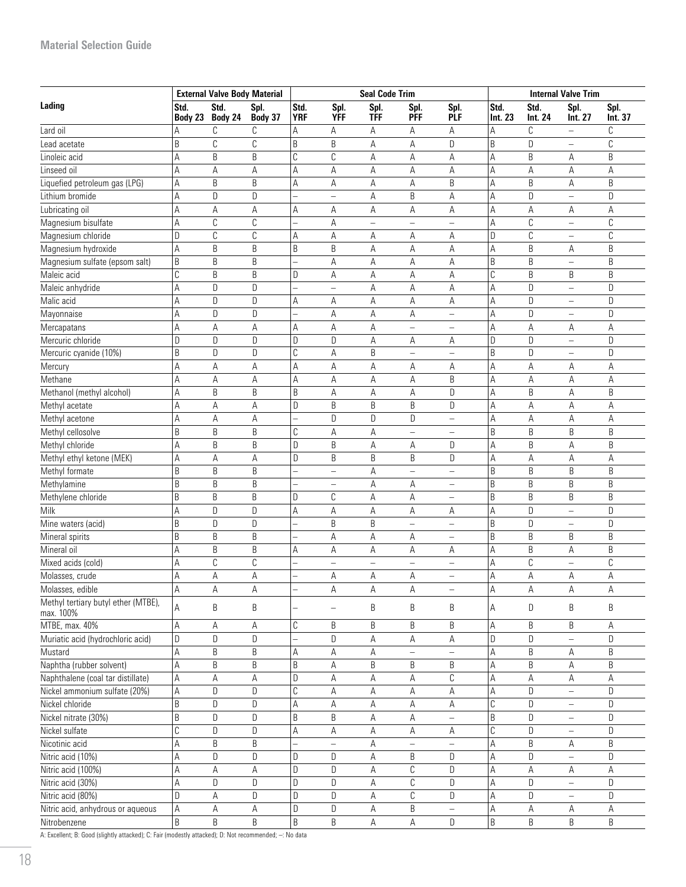## Material Selection Guide

| Lading | External Valve Body Material | | | Seal Code Trim | | | | | Internal Valve Trim | | | |
|---|---|---|---|---|---|---|---|---|---|---|---|---|
| | Std. Body 23 | Std. Body 24 | Spl. Body 37 | Std. YRF | Spl. YFF | Spl. TFF | Spl. PFF | Spl. PLF | Std. Int. 23 | Std. Int. 24 | Spl. Int. 27 | Spl. Int. 37 |
| Lard oil | A | C | C | A | A | A | A | A | A | C | – | C |
| Lead acetate | B | C | C | B | B | A | A | D | B | D | – | C |
| Linoleic acid | A | B | B | C | C | A | A | A | A | B | A | B |
| Linseed oil | A | A | A | A | A | A | A | A | A | A | A | A |
| Liquefied petroleum gas (LPG) | A | B | B | A | A | A | A | B | A | B | A | B |
| Lithium bromide | A | D | D | – | – | A | B | A | A | D | – | D |
| Lubricating oil | A | A | A | A | A | A | A | A | A | A | A | A |
| Magnesium bisulfate | A | C | C | – | A | – | – | – | A | C | – | C |
| Magnesium chloride | D | C | C | A | A | A | A | A | D | C | – | C |
| Magnesium hydroxide | A | B | B | B | B | A | A | A | A | B | A | B |
| Magnesium sulfate (epsom salt) | B | B | B | – | A | A | A | A | B | B | – | B |
| Maleic acid | C | B | B | D | A | A | A | A | C | B | B | B |
| Maleic anhydride | A | D | D | – | – | A | A | A | A | D | – | D |
| Malic acid | A | D | D | A | A | A | A | A | A | D | – | D |
| Mayonnaise | A | D | D | – | A | A | A | – | A | D | – | D |
| Mercapatans | A | A | A | A | A | A | – | – | A | A | A | A |
| Mercuric chloride | D | D | D | D | D | A | A | A | D | D | – | D |
| Mercuric cyanide (10%) | B | D | D | C | A | B | – | – | B | D | – | D |
| Mercury | A | A | A | A | A | A | A | A | A | A | A | A |
| Methane | A | A | A | A | A | A | A | B | A | A | A | A |
| Methanol (methyl alcohol) | A | B | B | B | A | A | A | D | A | B | A | B |
| Methyl acetate | A | A | A | D | B | B | B | D | A | A | A | A |
| Methyl acetone | A | A | A | – | D | D | D | – | A | A | A | A |
| Methyl cellosolve | B | B | B | C | A | A | – | – | B | B | B | B |
| Methyl chloride | A | B | B | D | B | A | A | D | A | B | A | B |
| Methyl ethyl ketone (MEK) | A | A | A | D | B | B | B | D | A | A | A | A |
| Methyl formate | B | B | B | – | – | A | – | – | B | B | B | B |
| Methylamine | B | B | B | – | – | A | A | – | B | B | B | B |
| Methylene chloride | B | B | B | D | C | A | A | – | B | B | B | B |
| Milk | A | D | D | A | A | A | A | A | A | D | – | D |
| Mine waters (acid) | B | D | D | – | B | B | – | – | B | D | – | D |
| Mineral spirits | B | B | B | – | A | A | A | – | B | B | B | B |
| Mineral oil | A | B | B | A | A | A | A | A | A | B | A | B |
| Mixed acids (cold) | A | C | C | – | – | – | – | – | A | C | – | C |
| Molasses, crude | A | A | A | – | A | A | A | – | A | A | A | A |
| Molasses, edible | A | A | A | – | A | A | A | – | A | A | A | A |
| Methyl tertiary butyl ether (MTBE), max. 100% | A | B | B | – | – | B | B | B | A | D | B | B |
| MTBE, max. 40% | A | A | A | C | B | B | B | B | A | B | B | A |
| Muriatic acid (hydrochloric acid) | D | D | D | – | D | A | A | A | D | D | – | D |
| Mustard | A | B | B | A | A | A | – | – | A | B | A | B |
| Naphtha (rubber solvent) | A | B | B | B | A | B | B | B | A | B | A | B |
| Naphthalene (coal tar distillate) | A | A | A | D | A | A | A | C | A | A | A | A |
| Nickel ammonium sulfate (20%) | A | D | D | C | A | A | A | A | A | D | – | D |
| Nickel chloride | B | D | D | A | A | A | A | A | C | D | – | D |
| Nickel nitrate (30%) | B | D | D | B | B | A | A | – | B | D | – | D |
| Nickel sulfate | C | D | D | A | A | A | A | A | C | D | – | D |
| Nicotinic acid | A | B | B | – | – | A | – | – | A | B | A | B |
| Nitric acid (10%) | A | D | D | D | D | A | B | D | A | D | – | D |
| Nitric acid (100%) | A | A | A | D | D | A | C | D | A | A | A | A |
| Nitric acid (30%) | A | D | D | D | D | A | C | D | A | D | – | D |
| Nitric acid (80%) | D | A | D | D | D | A | C | D | A | D | – | D |
| Nitric acid, anhydrous or aqueous | A | A | A | D | D | A | B | – | A | A | A | A |
| Nitrobenzene | B | B | B | B | B | A | A | D | B | B | B | B |

A: Excellent; B: Good (slightly attacked); C: Fair (modestly attacked); D: Not recommended; –: No data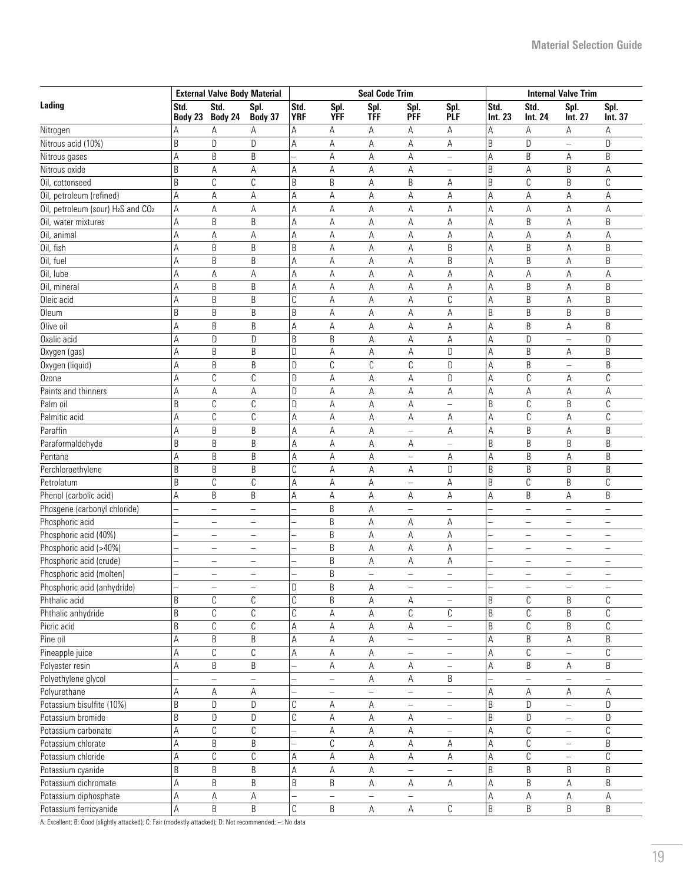| Lading | External Valve Body Material | | | Seal Code Trim | | | | | Internal Valve Trim | | | |
|---|---|---|---|---|---|---|---|---|---|---|---|---|
| | Std. Body 23 | Std. Body 24 | Spl. Body 37 | Std. YRF | Spl. YFF | Spl. TFF | Spl. PFF | Spl. PLF | Std. Int. 23 | Std. Int. 24 | Spl. Int. 27 | Spl. Int. 37 |
| Nitrogen | A | A | A | A | A | A | A | A | A | A | A | A |
| Nitrous acid (10%) | B | D | D | A | A | A | A | A | B | D | – | D |
| Nitrous gases | A | B | B | – | A | A | A | – | A | B | A | B |
| Nitrous oxide | B | A | A | A | A | A | A | – | B | A | B | A |
| Oil, cottonseed | B | C | C | B | B | A | B | A | B | C | B | C |
| Oil, petroleum (refined) | A | A | A | A | A | A | A | A | A | A | A | A |
| Oil, petroleum (sour) $H_2S$ and $CO_2$ | A | A | A | A | A | A | A | A | A | A | A | A |
| Oil, water mixtures | A | B | B | A | A | A | A | A | A | B | A | B |
| Oil, animal | A | A | A | A | A | A | A | A | A | A | A | A |
| Oil, fish | A | B | B | B | A | A | A | B | A | B | A | B |
| Oil, fuel | A | B | B | A | A | A | A | B | A | B | A | B |
| Oil, lube | A | A | A | A | A | A | A | A | A | A | A | A |
| Oil, mineral | A | B | B | A | A | A | A | A | A | B | A | B |
| Oleic acid | A | B | B | C | A | A | A | C | A | B | A | B |
| Oleum | B | B | B | B | A | A | A | A | B | B | B | B |
| Olive oil | A | B | B | A | A | A | A | A | A | B | A | B |
| Oxalic acid | A | D | D | B | B | A | A | A | A | D | – | D |
| Oxygen (gas) | A | B | B | D | A | A | A | D | A | B | A | B |
| Oxygen (liquid) | A | B | B | D | C | C | C | D | A | B | – | B |
| Ozone | A | C | C | D | A | A | A | D | A | C | A | C |
| Paints and thinners | A | A | A | D | A | A | A | A | A | A | A | A |
| Palm oil | B | C | C | D | A | A | A | – | B | C | B | C |
| Palmitic acid | A | C | C | A | A | A | A | A | A | C | A | C |
| Paraffin | A | B | B | A | A | A | – | A | A | B | A | B |
| Paraformaldehyde | B | B | B | A | A | A | A | – | B | B | B | B |
| Pentane | A | B | B | A | A | A | – | A | A | B | A | B |
| Perchloroethylene | B | B | B | C | A | A | A | D | B | B | B | B |
| Petrolatum | B | C | C | A | A | A | – | A | B | C | B | C |
| Phenol (carbolic acid) | A | B | B | A | A | A | A | A | A | B | A | B |
| Phosgene (carbonyl chloride) | – | – | – | – | B | A | – | – | – | – | – | – |
| Phosphoric acid | – | – | – | – | B | A | A | A | – | – | – | – |
| Phosphoric acid (40%) | – | – | – | – | B | A | A | A | – | – | – | – |
| Phosphoric acid (>40%) | – | – | – | – | B | A | A | A | – | – | – | – |
| Phosphoric acid (crude) | – | – | – | – | B | A | A | A | – | – | – | – |
| Phosphoric acid (molten) | – | – | – | – | B | – | – | – | – | – | – | – |
| Phosphoric acid (anhydride) | – | – | – | D | B | A | – | – | – | – | – | – |
| Phthalic acid | B | C | C | C | B | A | A | – | B | C | B | C |
| Phthalic anhydride | B | C | C | C | A | A | C | C | B | C | B | C |
| Picric acid | B | C | C | A | A | A | A | – | B | C | B | C |
| Pine oil | A | B | B | A | A | A | – | – | A | B | A | B |
| Pineapple juice | A | C | C | A | A | A | – | – | A | C | – | C |
| Polyester resin | A | B | B | – | A | A | A | – | A | B | A | B |
| Polyethylene glycol | – | – | – | – | – | A | A | B | – | – | – | – |
| Polyurethane | A | A | A | – | – | – | – | – | A | A | A | A |
| Potassium bisulfite (10%) | B | D | D | C | A | A | – | – | B | D | – | D |
| Potassium bromide | B | D | D | C | A | A | A | – | B | D | – | D |
| Potassium carbonate | A | C | C | – | A | A | A | – | A | C | – | C |
| Potassium chlorate | A | B | B | – | C | A | A | A | A | C | – | B |
| Potassium chloride | A | C | C | A | A | A | A | A | A | C | – | C |
| Potassium cyanide | B | B | B | A | A | A | – | – | B | B | B | B |
| Potassium dichromate | A | B | B | B | B | A | A | A | A | B | A | B |
| Potassium diphosphate | A | A | A | – | – | – | – | | A | A | A | A |
| Potassium ferricyanide | A | B | B | C | B | A | A | C | B | B | B | B |

A: Excellent; B: Good (slightly attacked); C: Fair (modestly attacked); D: Not recommended; –: No data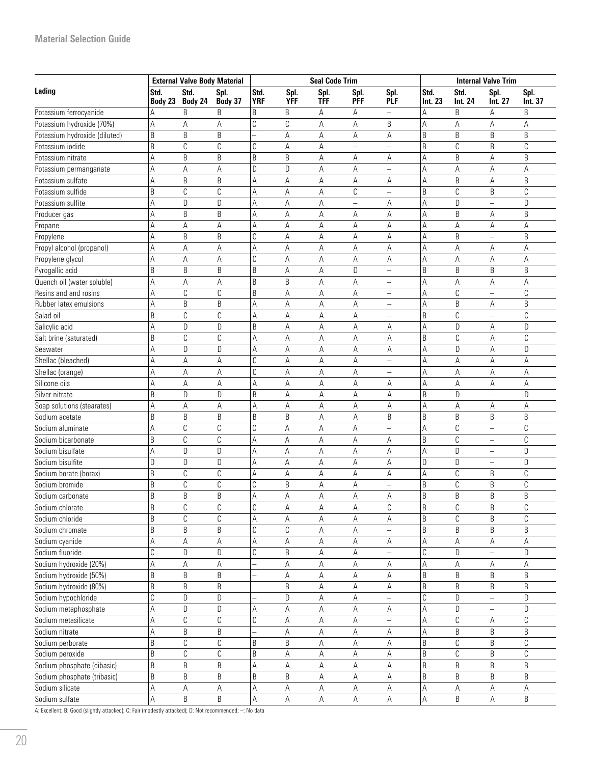| Lading | External Valve Body Material | | | Seal Code Trim | | | | | Internal Valve Trim | | | |
|---|---|---|---|---|---|---|---|---|---|---|---|---|
| | Std. Body 23 | Std. Body 24 | Spl. Body 37 | Std. YRF | Spl. YFF | Spl. TFF | Spl. PFF | Spl. PLF | Std. Int. 23 | Std. Int. 24 | Spl. Int. 27 | Spl. Int. 37 |
| Potassium ferrocyanide | A | B | B | B | B | A | A | – | A | B | A | B |
| Potassium hydroxide (70%) | A | A | A | C | C | A | A | B | A | A | A | A |
| Potassium hydroxide (diluted) | B | B | B | – | A | A | A | A | B | B | B | B |
| Potassium iodide | B | C | C | C | A | A | – | – | B | C | B | C |
| Potassium nitrate | A | B | B | B | B | A | A | A | A | B | A | B |
| Potassium permanganate | A | A | A | D | D | A | A | – | A | A | A | A |
| Potassium sulfate | A | B | B | A | A | A | A | A | A | B | A | B |
| Potassium sulfide | B | C | C | A | A | A | C | – | B | C | B | C |
| Potassium sulfite | A | D | D | A | A | A | – | A | A | D | – | D |
| Producer gas | A | B | B | A | A | A | A | A | A | B | A | B |
| Propane | A | A | A | A | A | A | A | A | A | A | A | A |
| Propylene | A | B | B | C | A | A | A | A | A | B | – | B |
| Propyl alcohol (propanol) | A | A | A | A | A | A | A | A | A | A | A | A |
| Propylene glycol | A | A | A | C | A | A | A | A | A | A | A | A |
| Pyrogallic acid | B | B | B | B | A | A | D | – | B | B | B | B |
| Quench oil (water soluble) | A | A | A | B | B | A | A | – | A | A | A | A |
| Resins and and rosins | A | C | C | B | A | A | A | – | A | C | – | C |
| Rubber latex emulsions | A | B | B | A | A | A | A | – | A | B | A | B |
| Salad oil | B | C | C | A | A | A | A | – | B | C | – | C |
| Salicylic acid | A | D | D | B | A | A | A | A | A | D | A | D |
| Salt brine (saturated) | B | C | C | A | A | A | A | A | B | C | A | C |
| Seawater | A | D | D | A | A | A | A | A | A | D | A | D |
| Shellac (bleached) | A | A | A | C | A | A | A | – | A | A | A | A |
| Shellac (orange) | A | A | A | C | A | A | A | – | A | A | A | A |
| Silicone oils | A | A | A | A | A | A | A | A | A | A | A | A |
| Silver nitrate | B | D | D | B | A | A | A | A | B | D | – | D |
| Soap solutions (stearates) | A | A | A | A | A | A | A | A | A | A | A | A |
| Sodium acetate | B | B | B | B | B | A | A | B | B | B | B | B |
| Sodium aluminate | A | C | C | C | A | A | A | – | A | C | – | C |
| Sodium bicarbonate | B | C | C | A | A | A | A | A | B | C | – | C |
| Sodium bisulfate | A | D | D | A | A | A | A | A | A | D | – | D |
| Sodium bisulfite | D | D | D | A | A | A | A | A | D | D | – | D |
| Sodium borate (borax) | B | C | C | A | A | A | A | A | A | C | B | C |
| Sodium bromide | B | C | C | C | B | A | A | – | B | C | B | C |
| Sodium carbonate | B | B | B | A | A | A | A | A | B | B | B | B |
| Sodium chlorate | B | C | C | C | A | A | A | C | B | C | B | C |
| Sodium chloride | B | C | C | A | A | A | A | A | B | C | B | C |
| Sodium chromate | B | B | B | C | C | A | A | – | B | B | B | B |
| Sodium cyanide | A | A | A | A | A | A | A | A | A | A | A | A |
| Sodium fluoride | C | D | D | C | B | A | A | – | C | D | – | D |
| Sodium hydroxide (20%) | A | A | A | – | A | A | A | A | A | A | A | A |
| Sodium hydroxide (50%) | B | B | B | – | A | A | A | A | B | B | B | B |
| Sodium hydroxide (80%) | B | B | B | – | B | A | A | A | B | B | B | B |
| Sodium hypochloride | C | D | D | – | D | A | A | – | C | D | – | D |
| Sodium metaphosphate | A | D | D | A | A | A | A | A | A | D | – | D |
| Sodium metasilicate | A | C | C | C | A | A | A | – | A | C | A | C |
| Sodium nitrate | A | B | B | – | A | A | A | A | A | B | B | B |
| Sodium perborate | B | C | C | B | B | A | A | A | B | C | B | C |
| Sodium peroxide | B | C | C | B | A | A | A | A | B | C | B | C |
| Sodium phosphate (dibasic) | B | B | B | A | A | A | A | A | B | B | B | B |
| Sodium phosphate (tribasic) | B | B | B | B | B | A | A | A | B | B | B | B |
| Sodium silicate | A | A | A | A | A | A | A | A | A | A | A | A |
| Sodium sulfate | A | B | B | A | A | A | A | A | A | B | A | B |

A: Excellent; B: Good (slightly attacked); C: Fair (modestly attacked); D: Not recommended; –: No data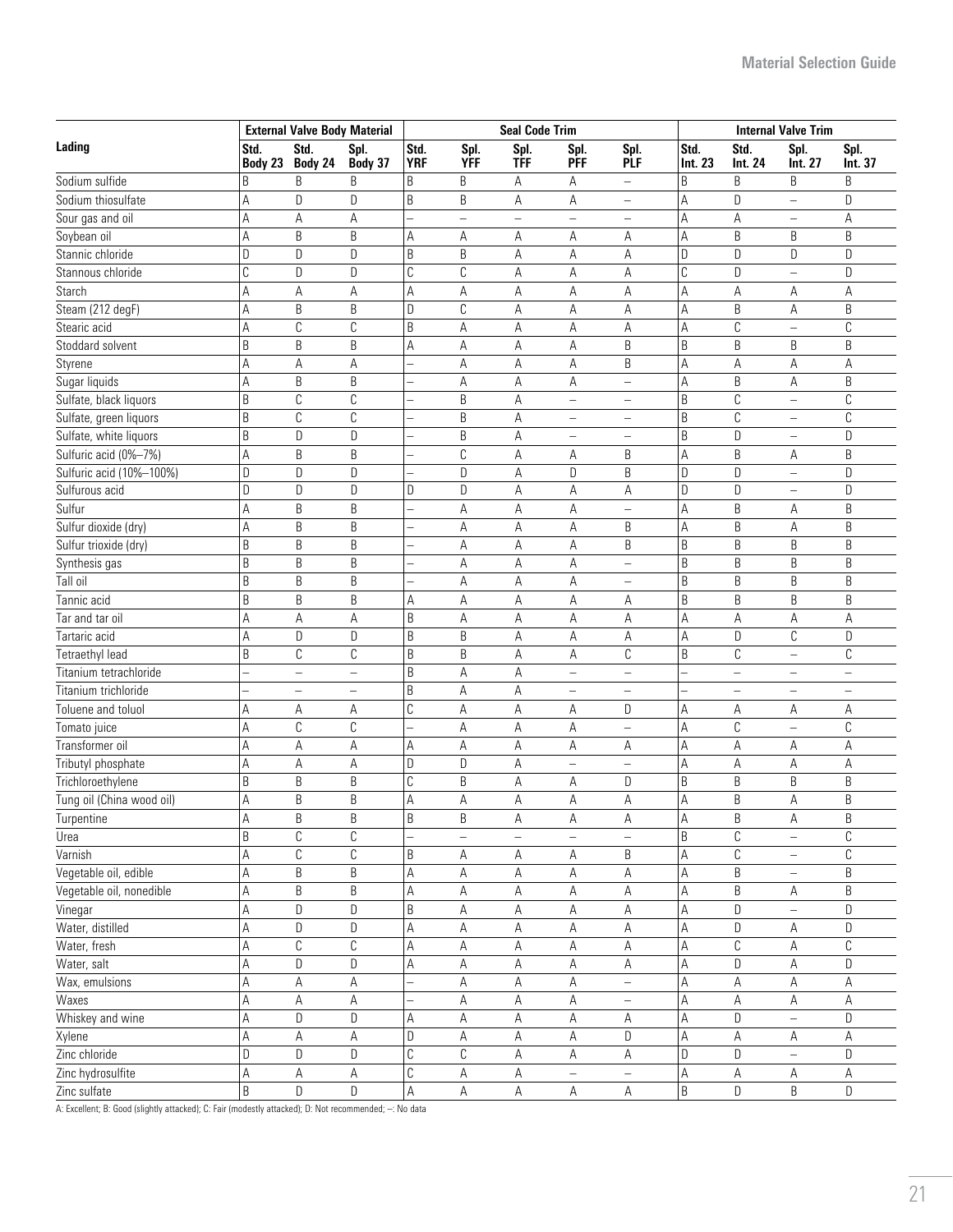| Lading | External Valve Body Material | | | Seal Code Trim | | | | | Internal Valve Trim | | | |
|---|---|---|---|---|---|---|---|---|---|---|---|---|
| | Std. Body 23 | Std. Body 24 | Spl. Body 37 | Std. YRF | Spl. YFF | Spl. TFF | Spl. PFF | Spl. PLF | Std. Int. 23 | Std. Int. 24 | Spl. Int. 27 | Spl. Int. 37 |
| Sodium sulfide | B | B | B | B | B | A | A | – | B | B | B | B |
| Sodium thiosulfate | A | D | D | B | B | A | A | – | A | D | – | D |
| Sour gas and oil | A | A | A | – | – | – | – | – | A | A | – | A |
| Soybean oil | A | B | B | A | A | A | A | A | A | B | B | B |
| Stannic chloride | D | D | D | B | B | A | A | A | D | D | D | D |
| Stannous chloride | C | D | D | C | C | A | A | A | C | D | – | D |
| Starch | A | A | A | A | A | A | A | A | A | A | A | A |
| Steam (212 degF) | A | B | B | D | C | A | A | A | A | B | A | B |
| Stearic acid | A | C | C | B | A | A | A | A | A | C | – | C |
| Stoddard solvent | B | B | B | A | A | A | A | B | B | B | B | B |
| Styrene | A | A | A | – | A | A | A | B | A | A | A | A |
| Sugar liquids | A | B | B | – | A | A | A | – | A | B | A | B |
| Sulfate, black liquors | B | C | C | – | B | A | – | – | B | C | – | C |
| Sulfate, green liquors | B | C | C | – | B | A | – | – | B | C | – | C |
| Sulfate, white liquors | B | D | D | – | B | A | – | – | B | D | – | D |
| Sulfuric acid (0%–7%) | A | B | B | – | C | A | A | B | A | B | A | B |
| Sulfuric acid (10%–100%) | D | D | D | – | D | A | D | B | D | D | – | D |
| Sulfurous acid | D | D | D | D | D | A | A | A | D | D | – | D |
| Sulfur | A | B | B | – | A | A | A | – | A | B | A | B |
| Sulfur dioxide (dry) | A | B | B | – | A | A | A | B | A | B | A | B |
| Sulfur trioxide (dry) | B | B | B | – | A | A | A | B | B | B | B | B |
| Synthesis gas | B | B | B | – | A | A | A | – | B | B | B | B |
| Tall oil | B | B | B | – | A | A | A | – | B | B | B | B |
| Tannic acid | B | B | B | A | A | A | A | A | B | B | B | B |
| Tar and tar oil | A | A | A | B | A | A | A | A | A | A | A | A |
| Tartaric acid | A | D | D | B | B | A | A | A | A | D | C | D |
| Tetraethyl lead | B | C | C | B | B | A | A | C | B | C | – | C |
| Titanium tetrachloride | – | – | – | B | A | A | – | – | – | – | – | – |
| Titanium trichloride | – | – | – | B | A | A | – | – | – | – | – | – |
| Toluene and toluol | A | A | A | C | A | A | A | D | A | A | A | A |
| Tomato juice | A | C | C | – | A | A | A | – | A | C | – | C |
| Transformer oil | A | A | A | A | A | A | A | A | A | A | A | A |
| Tributyl phosphate | A | A | A | D | D | A | – | – | A | A | A | A |
| Trichloroethylene | B | B | B | C | B | A | A | D | B | B | B | B |
| Tung oil (China wood oil) | A | B | B | A | A | A | A | A | A | B | A | B |
| Turpentine | A | B | B | B | B | A | A | A | A | B | A | B |
| Urea | B | C | C | – | – | – | – | – | B | C | – | C |
| Varnish | A | C | C | B | A | A | A | B | A | C | – | C |
| Vegetable oil, edible | A | B | B | A | A | A | A | A | A | B | – | B |
| Vegetable oil, nonedible | A | B | B | A | A | A | A | A | A | B | A | B |
| Vinegar | A | D | D | B | A | A | A | A | A | D | – | D |
| Water, distilled | A | D | D | A | A | A | A | A | A | D | A | D |
| Water, fresh | A | C | C | A | A | A | A | A | A | C | A | C |
| Water, salt | A | D | D | A | A | A | A | A | A | D | A | D |
| Wax, emulsions | A | A | A | – | A | A | A | – | A | A | A | A |
| Waxes | A | A | A | – | A | A | A | – | A | A | A | A |
| Whiskey and wine | A | D | D | A | A | A | A | A | A | D | – | D |
| Xylene | A | A | A | D | A | A | A | D | A | A | A | A |
| Zinc chloride | D | D | D | C | C | A | A | A | D | D | – | D |
| Zinc hydrosulfite | A | A | A | C | A | A | – | – | A | A | A | A |
| Zinc sulfate | B | D | D | A | A | A | A | A | B | D | B | D |

A: Excellent; B: Good (slightly attacked); C: Fair (modestly attacked); D: Not recommended; –: No data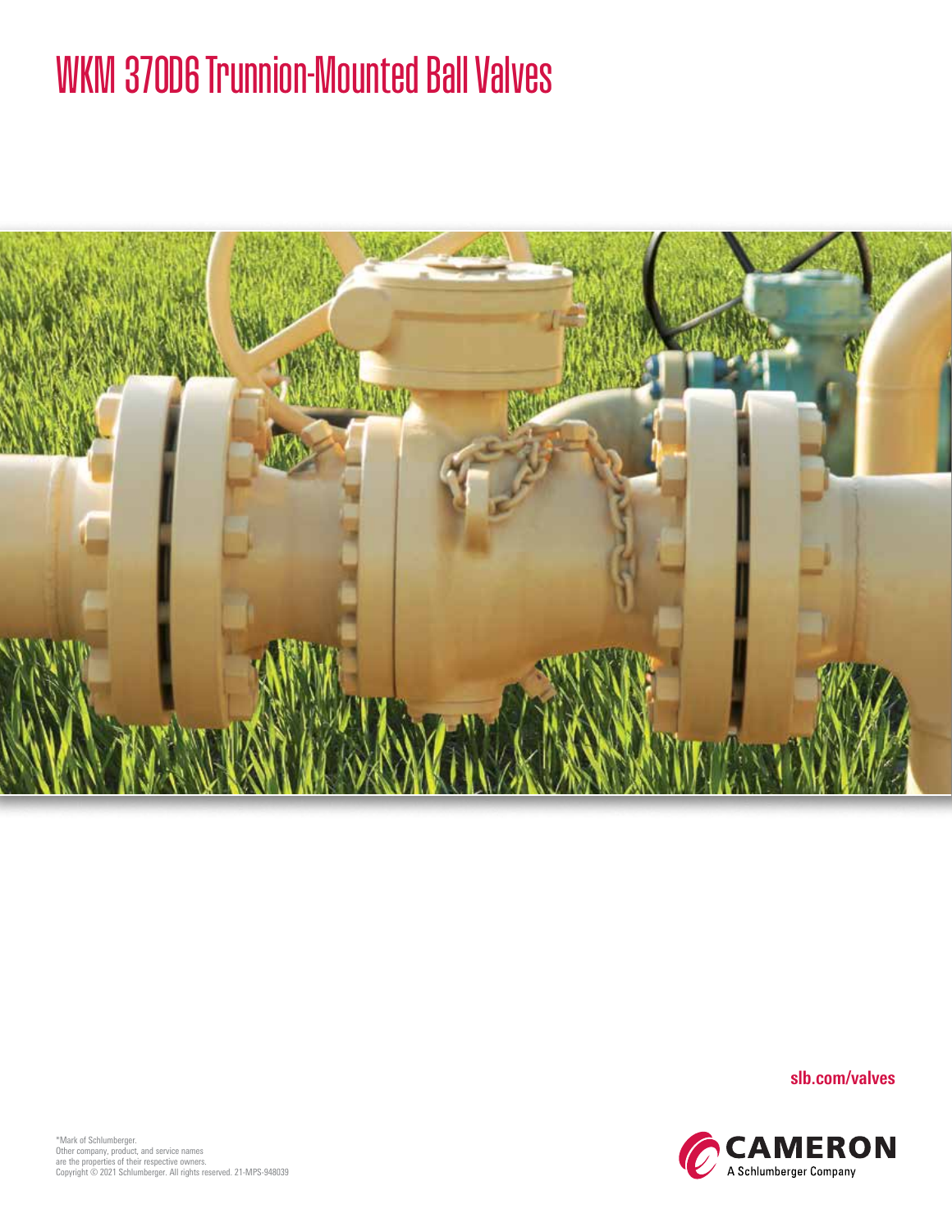# WKM 370D6 Trunnion-Mounted Ball Valves

slb.com/valves

*Mark of Schlumberger.
Other company, product, and service names
are the properties of their respective owners.
Copyright © 2021 Schlumberger. All rights reserved. 21-MPS-948039

CAMERON
A Schlumberger Company